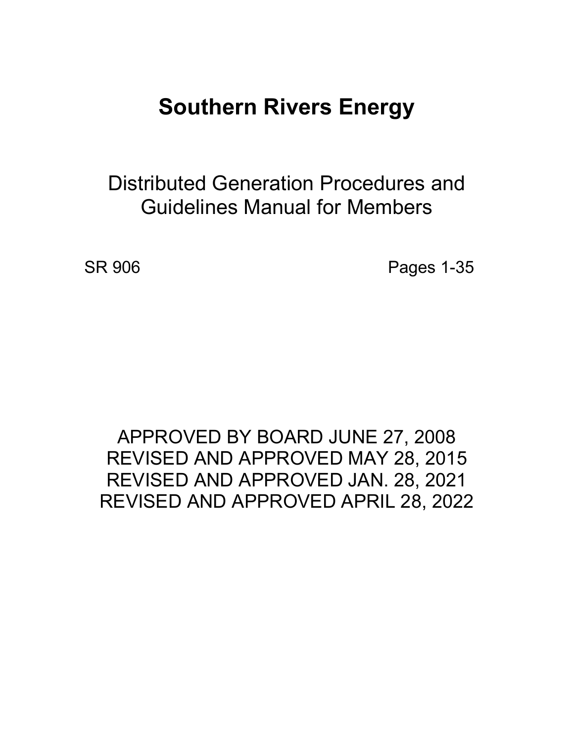# Southern Rivers Energy

## Distributed Generation Procedures and Guidelines Manual for Members

SR 906 Pages 1-35

APPROVED BY BOARD JUNE 27, 2008
REVISED AND APPROVED MAY 28, 2015
REVISED AND APPROVED JAN. 28, 2021
REVISED AND APPROVED APRIL 28, 2022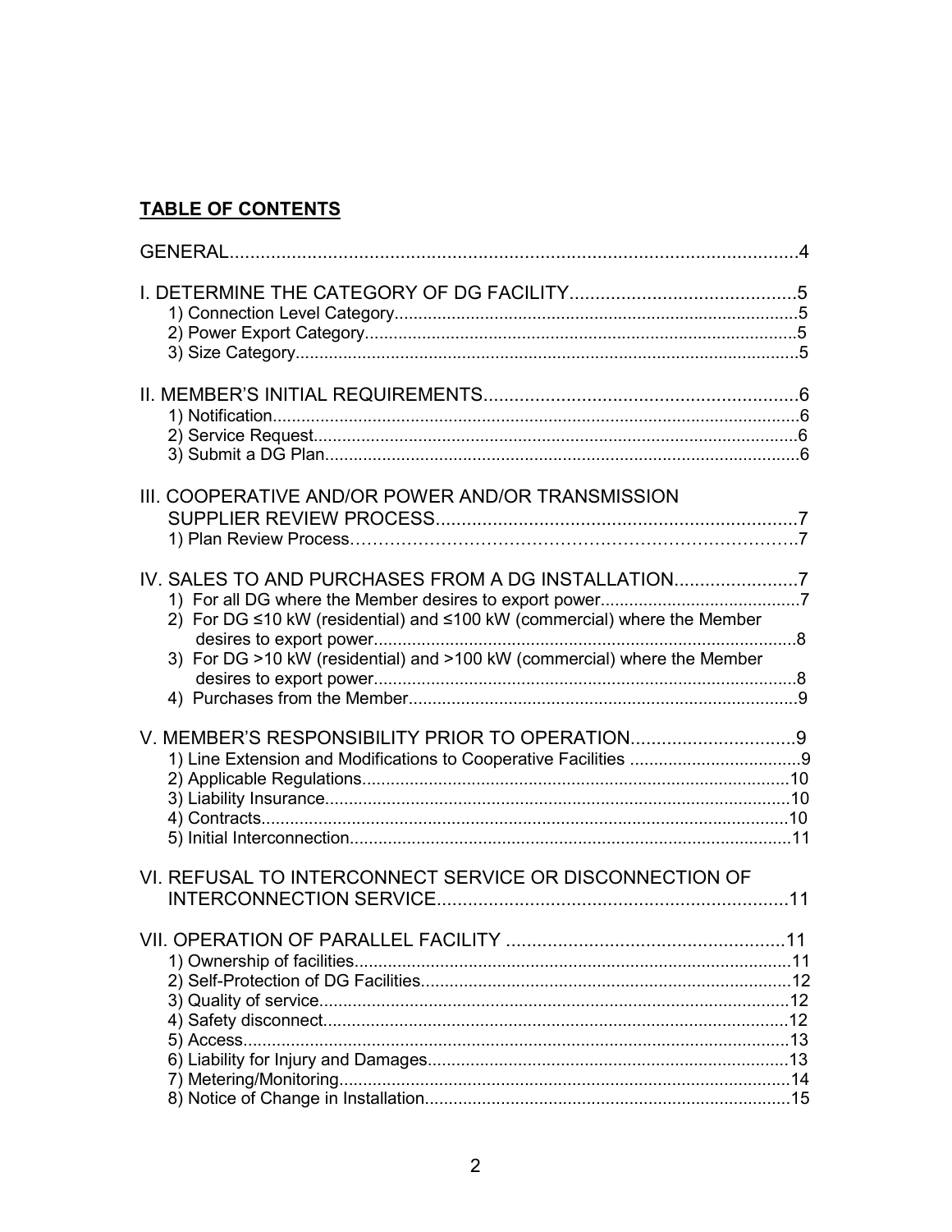## TABLE OF CONTENTS

GENERAL....................................................................................................................4

I. DETERMINE THE CATEGORY OF DG FACILITY............................................5
- 1) Connection Level Category.....................................................................................5
- 2) Power Export Category..........................................................................................5
- 3) Size Category.........................................................................................................5

II. MEMBER'S INITIAL REQUIREMENTS.............................................................6
- 1) Notification..............................................................................................................6
- 2) Service Request......................................................................................................6
- 3) Submit a DG Plan....................................................................................................6

III. COOPERATIVE AND/OR POWER AND/OR TRANSMISSION SUPPLIER REVIEW PROCESS......................................................................7
- 1) Plan Review Process……………………………………………………………………7

IV. SALES TO AND PURCHASES FROM A DG INSTALLATION........................7
- 1) For all DG where the Member desires to export power..........................................7
- 2) For DG ≤10 kW (residential) and ≤100 kW (commercial) where the Member desires to export power.........................................................................................8
- 3) For DG >10 kW (residential) and >100 kW (commercial) where the Member desires to export power.........................................................................................8
- 4) Purchases from the Member.................................................................................9

V. MEMBER'S RESPONSIBILITY PRIOR TO OPERATION................................9
- 1) Line Extension and Modifications to Cooperative Facilities ....................................9
- 2) Applicable Regulations..........................................................................................10
- 3) Liability Insurance..................................................................................................10
- 4) Contracts...............................................................................................................10
- 5) Initial Interconnection.............................................................................................11

VI. REFUSAL TO INTERCONNECT SERVICE OR DISCONNECTION OF INTERCONNECTION SERVICE....................................................................11

VII. OPERATION OF PARALLEL FACILITY ......................................................11
- 1) Ownership of facilities............................................................................................11
- 2) Self-Protection of DG Facilities..............................................................................12
- 3) Quality of service...................................................................................................12
- 4) Safety disconnect..................................................................................................12
- 5) Access...................................................................................................................13
- 6) Liability for Injury and Damages............................................................................13
- 7) Metering/Monitoring...............................................................................................14
- 8) Notice of Change in Installation.............................................................................15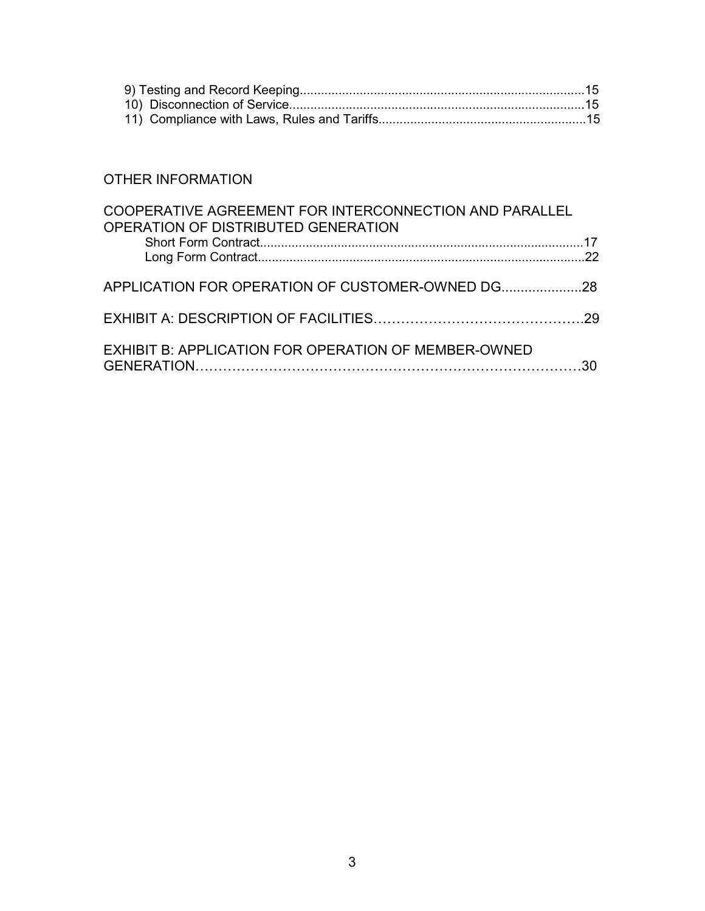9) Testing and Record Keeping.................................................................................15
10) Disconnection of Service....................................................................................15
11) Compliance with Laws, Rules and Tariffs...........................................................15

OTHER INFORMATION

COOPERATIVE AGREEMENT FOR INTERCONNECTION AND PARALLEL OPERATION OF DISTRIBUTED GENERATION

Short Form Contract............................................................................................17
Long Form Contract.............................................................................................22

APPLICATION FOR OPERATION OF CUSTOMER-OWNED DG.....................28

EXHIBIT A: DESCRIPTION OF FACILITIES……………………………………….29

EXHIBIT B: APPLICATION FOR OPERATION OF MEMBER-OWNED GENERATION………………………………………………………………………30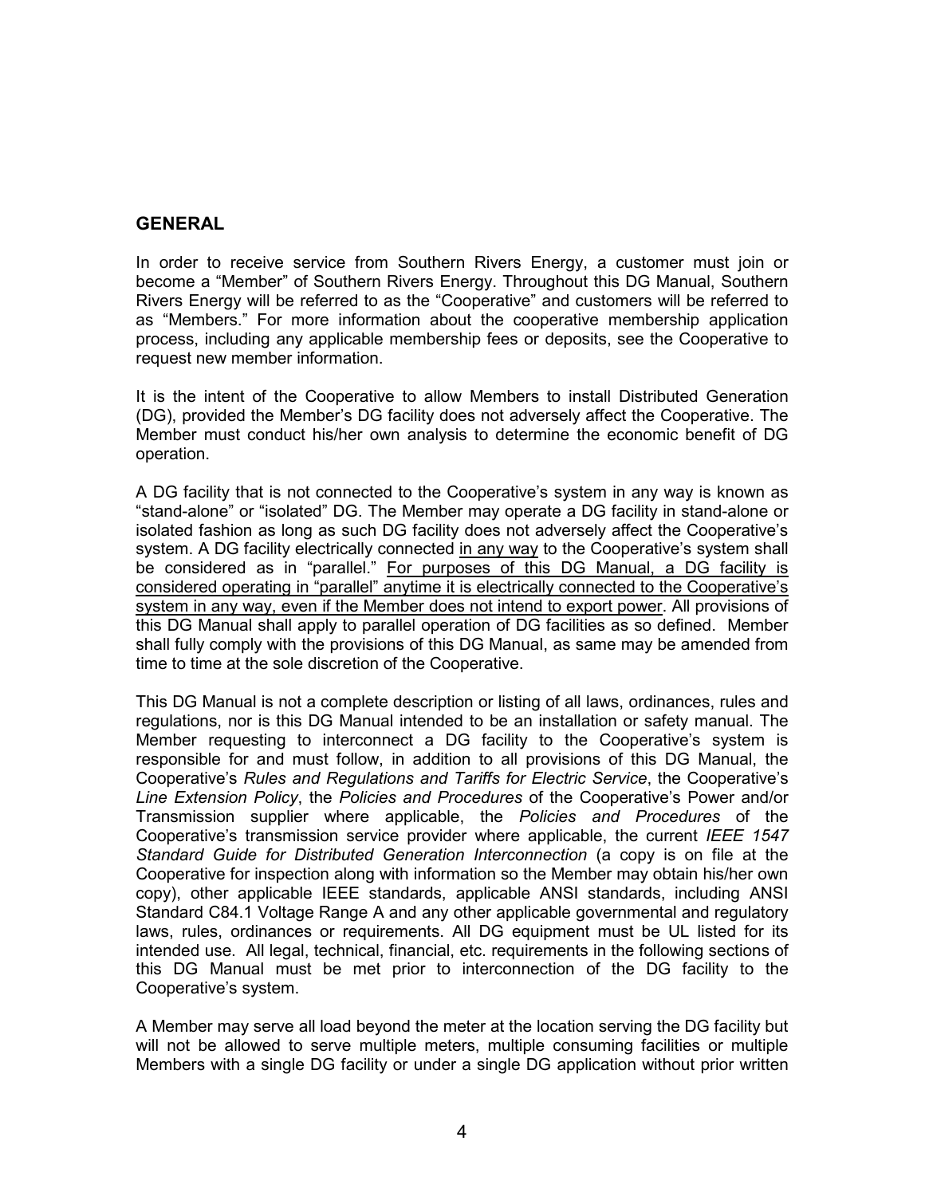## GENERAL

In order to receive service from Southern Rivers Energy, a customer must join or become a "Member" of Southern Rivers Energy. Throughout this DG Manual, Southern Rivers Energy will be referred to as the "Cooperative" and customers will be referred to as "Members." For more information about the cooperative membership application process, including any applicable membership fees or deposits, see the Cooperative to request new member information.

It is the intent of the Cooperative to allow Members to install Distributed Generation (DG), provided the Member's DG facility does not adversely affect the Cooperative. The Member must conduct his/her own analysis to determine the economic benefit of DG operation.

A DG facility that is not connected to the Cooperative's system in any way is known as "stand-alone" or "isolated" DG. The Member may operate a DG facility in stand-alone or isolated fashion as long as such DG facility does not adversely affect the Cooperative's system. A DG facility electrically connected <u>in any way</u> to the Cooperative's system shall be considered as in "parallel." <u>For purposes of this DG Manual, a DG facility is considered operating in "parallel" anytime it is electrically connected to the Cooperative's system in any way, even if the Member does not intend to export power</u>. All provisions of this DG Manual shall apply to parallel operation of DG facilities as so defined. Member shall fully comply with the provisions of this DG Manual, as same may be amended from time to time at the sole discretion of the Cooperative.

This DG Manual is not a complete description or listing of all laws, ordinances, rules and regulations, nor is this DG Manual intended to be an installation or safety manual. The Member requesting to interconnect a DG facility to the Cooperative's system is responsible for and must follow, in addition to all provisions of this DG Manual, the Cooperative's *Rules and Regulations and Tariffs for Electric Service*, the Cooperative's *Line Extension Policy*, the *Policies and Procedures* of the Cooperative's Power and/or Transmission supplier where applicable, the *Policies and Procedures* of the Cooperative's transmission service provider where applicable, the current *IEEE 1547 Standard Guide for Distributed Generation Interconnection* (a copy is on file at the Cooperative for inspection along with information so the Member may obtain his/her own copy), other applicable IEEE standards, applicable ANSI standards, including ANSI Standard C84.1 Voltage Range A and any other applicable governmental and regulatory laws, rules, ordinances or requirements. All DG equipment must be UL listed for its intended use. All legal, technical, financial, etc. requirements in the following sections of this DG Manual must be met prior to interconnection of the DG facility to the Cooperative's system.

A Member may serve all load beyond the meter at the location serving the DG facility but will not be allowed to serve multiple meters, multiple consuming facilities or multiple Members with a single DG facility or under a single DG application without prior written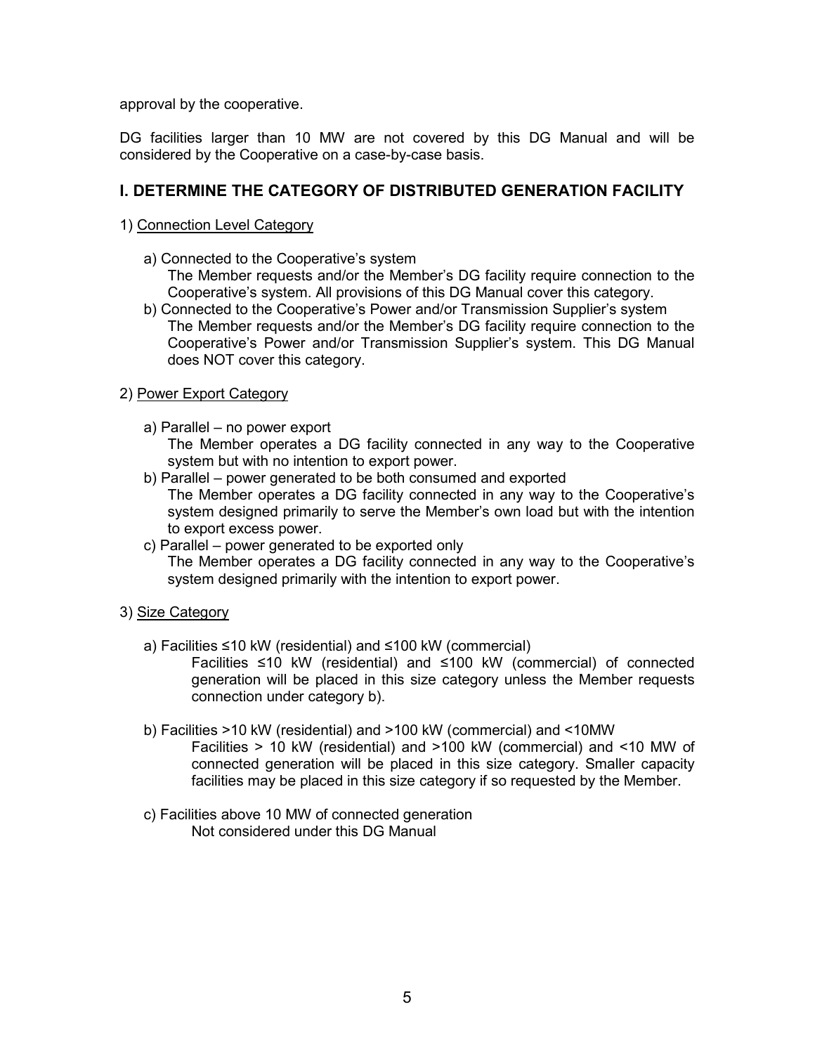approval by the cooperative.

DG facilities larger than 10 MW are not covered by this DG Manual and will be considered by the Cooperative on a case-by-case basis.

## I. DETERMINE THE CATEGORY OF DISTRIBUTED GENERATION FACILITY

1) Connection Level Category

- a) Connected to the Cooperative's system
  The Member requests and/or the Member's DG facility require connection to the Cooperative's system. All provisions of this DG Manual cover this category.
- b) Connected to the Cooperative's Power and/or Transmission Supplier's system
  The Member requests and/or the Member's DG facility require connection to the Cooperative's Power and/or Transmission Supplier's system. This DG Manual does NOT cover this category.

2) Power Export Category

- a) Parallel – no power export
  The Member operates a DG facility connected in any way to the Cooperative system but with no intention to export power.
- b) Parallel – power generated to be both consumed and exported
  The Member operates a DG facility connected in any way to the Cooperative's system designed primarily to serve the Member's own load but with the intention to export excess power.
- c) Parallel – power generated to be exported only
  The Member operates a DG facility connected in any way to the Cooperative's system designed primarily with the intention to export power.

3) Size Category

- a) Facilities ≤10 kW (residential) and ≤100 kW (commercial)
  Facilities ≤10 kW (residential) and ≤100 kW (commercial) of connected generation will be placed in this size category unless the Member requests connection under category b).

- b) Facilities >10 kW (residential) and >100 kW (commercial) and <10MW
  Facilities > 10 kW (residential) and >100 kW (commercial) and <10 MW of connected generation will be placed in this size category. Smaller capacity facilities may be placed in this size category if so requested by the Member.

- c) Facilities above 10 MW of connected generation
  Not considered under this DG Manual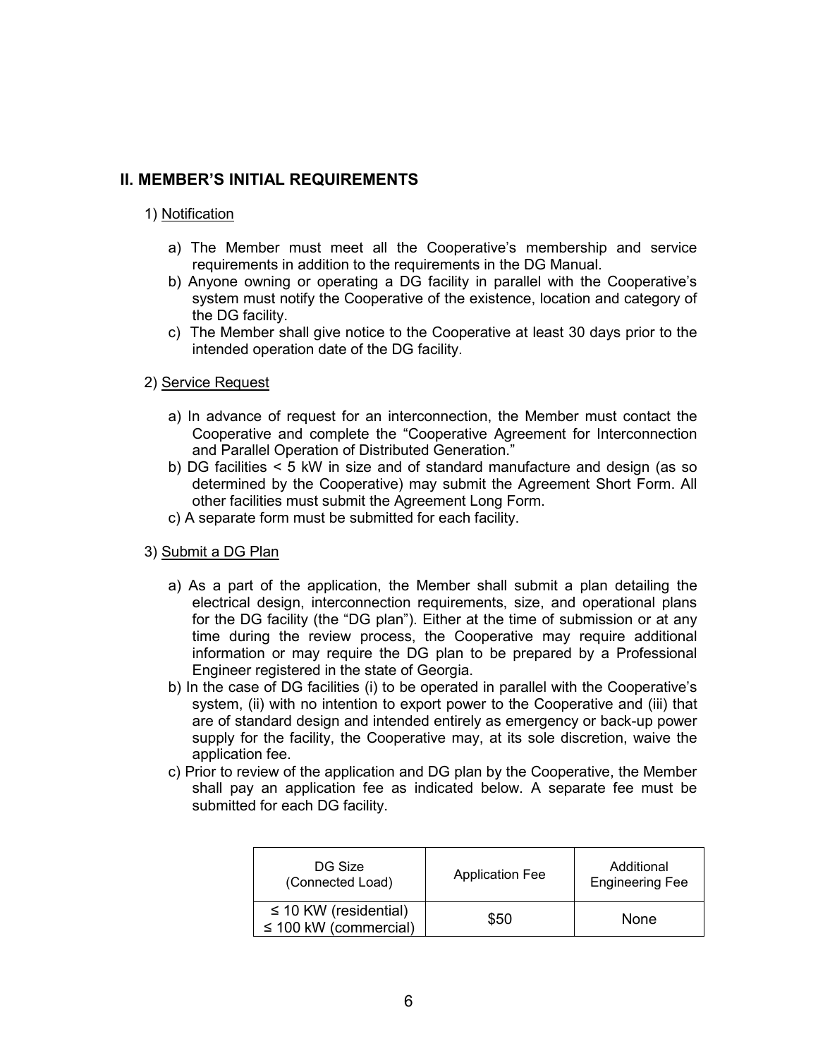## II. MEMBER'S INITIAL REQUIREMENTS

1) Notification

a) The Member must meet all the Cooperative's membership and service requirements in addition to the requirements in the DG Manual.
b) Anyone owning or operating a DG facility in parallel with the Cooperative's system must notify the Cooperative of the existence, location and category of the DG facility.
c) The Member shall give notice to the Cooperative at least 30 days prior to the intended operation date of the DG facility.

2) Service Request

a) In advance of request for an interconnection, the Member must contact the Cooperative and complete the "Cooperative Agreement for Interconnection and Parallel Operation of Distributed Generation."
b) DG facilities < 5 kW in size and of standard manufacture and design (as so determined by the Cooperative) may submit the Agreement Short Form. All other facilities must submit the Agreement Long Form.
c) A separate form must be submitted for each facility.

3) Submit a DG Plan

a) As a part of the application, the Member shall submit a plan detailing the electrical design, interconnection requirements, size, and operational plans for the DG facility (the "DG plan"). Either at the time of submission or at any time during the review process, the Cooperative may require additional information or may require the DG plan to be prepared by a Professional Engineer registered in the state of Georgia.
b) In the case of DG facilities (i) to be operated in parallel with the Cooperative's system, (ii) with no intention to export power to the Cooperative and (iii) that are of standard design and intended entirely as emergency or back-up power supply for the facility, the Cooperative may, at its sole discretion, waive the application fee.
c) Prior to review of the application and DG plan by the Cooperative, the Member shall pay an application fee as indicated below. A separate fee must be submitted for each DG facility.

| DG Size (Connected Load) | Application Fee | Additional Engineering Fee |
|---|---|---|
| ≤ 10 KW (residential) ≤ 100 kW (commercial) | $50 | None |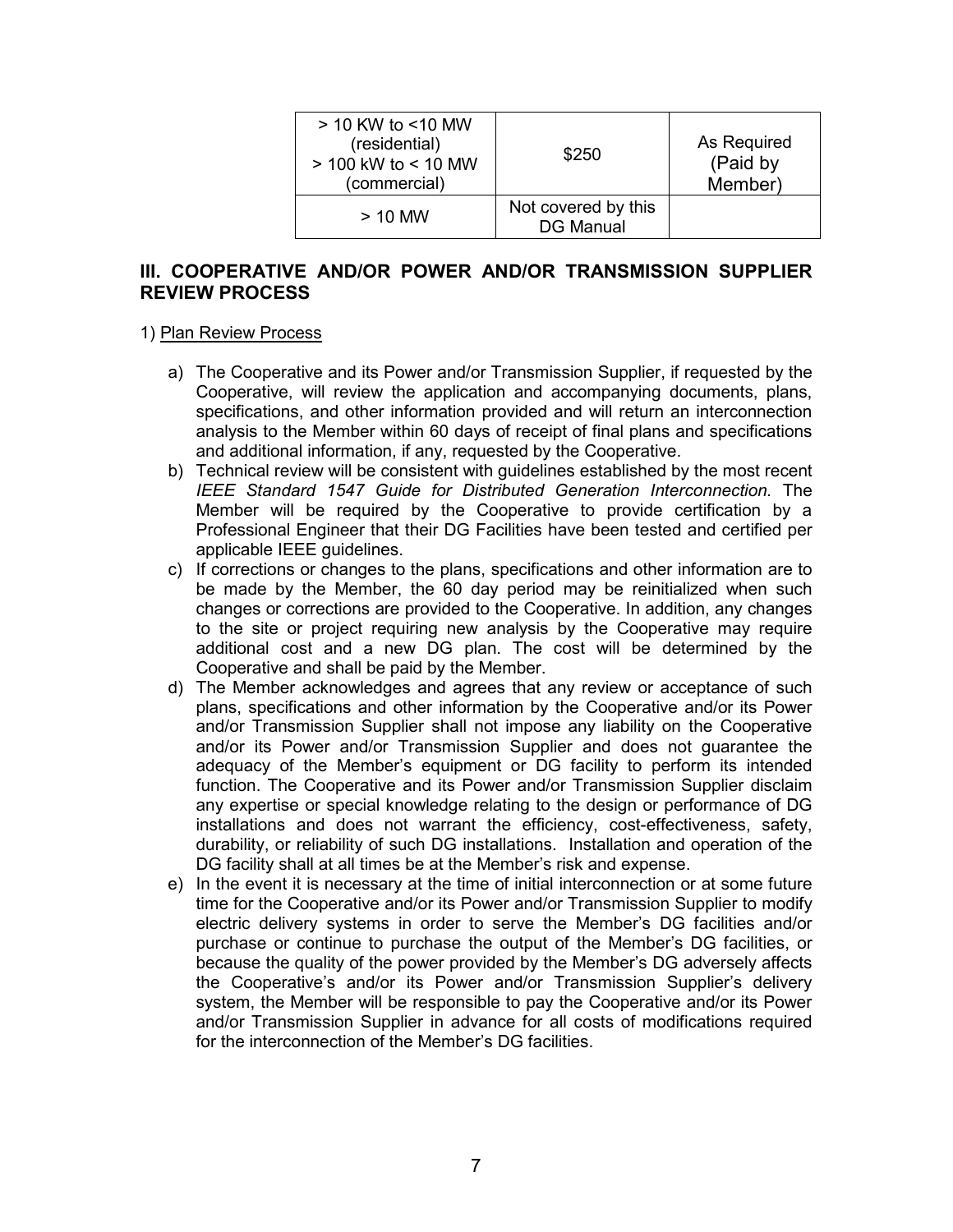| > 10 KW to <10 MW (residential) > 100 kW to < 10 MW (commercial) | $250 | As Required (Paid by Member) |
|---|---|---|
| > 10 MW | Not covered by this DG Manual | |

## III. COOPERATIVE AND/OR POWER AND/OR TRANSMISSION SUPPLIER REVIEW PROCESS

1) <u>Plan Review Process</u>

a) The Cooperative and its Power and/or Transmission Supplier, if requested by the Cooperative, will review the application and accompanying documents, plans, specifications, and other information provided and will return an interconnection analysis to the Member within 60 days of receipt of final plans and specifications and additional information, if any, requested by the Cooperative.

b) Technical review will be consistent with guidelines established by the most recent *IEEE Standard 1547 Guide for Distributed Generation Interconnection.* The Member will be required by the Cooperative to provide certification by a Professional Engineer that their DG Facilities have been tested and certified per applicable IEEE guidelines.

c) If corrections or changes to the plans, specifications and other information are to be made by the Member, the 60 day period may be reinitialized when such changes or corrections are provided to the Cooperative. In addition, any changes to the site or project requiring new analysis by the Cooperative may require additional cost and a new DG plan. The cost will be determined by the Cooperative and shall be paid by the Member.

d) The Member acknowledges and agrees that any review or acceptance of such plans, specifications and other information by the Cooperative and/or its Power and/or Transmission Supplier shall not impose any liability on the Cooperative and/or its Power and/or Transmission Supplier and does not guarantee the adequacy of the Member's equipment or DG facility to perform its intended function. The Cooperative and its Power and/or Transmission Supplier disclaim any expertise or special knowledge relating to the design or performance of DG installations and does not warrant the efficiency, cost-effectiveness, safety, durability, or reliability of such DG installations. Installation and operation of the DG facility shall at all times be at the Member's risk and expense.

e) In the event it is necessary at the time of initial interconnection or at some future time for the Cooperative and/or its Power and/or Transmission Supplier to modify electric delivery systems in order to serve the Member's DG facilities and/or purchase or continue to purchase the output of the Member's DG facilities, or because the quality of the power provided by the Member's DG adversely affects the Cooperative's and/or its Power and/or Transmission Supplier's delivery system, the Member will be responsible to pay the Cooperative and/or its Power and/or Transmission Supplier in advance for all costs of modifications required for the interconnection of the Member's DG facilities.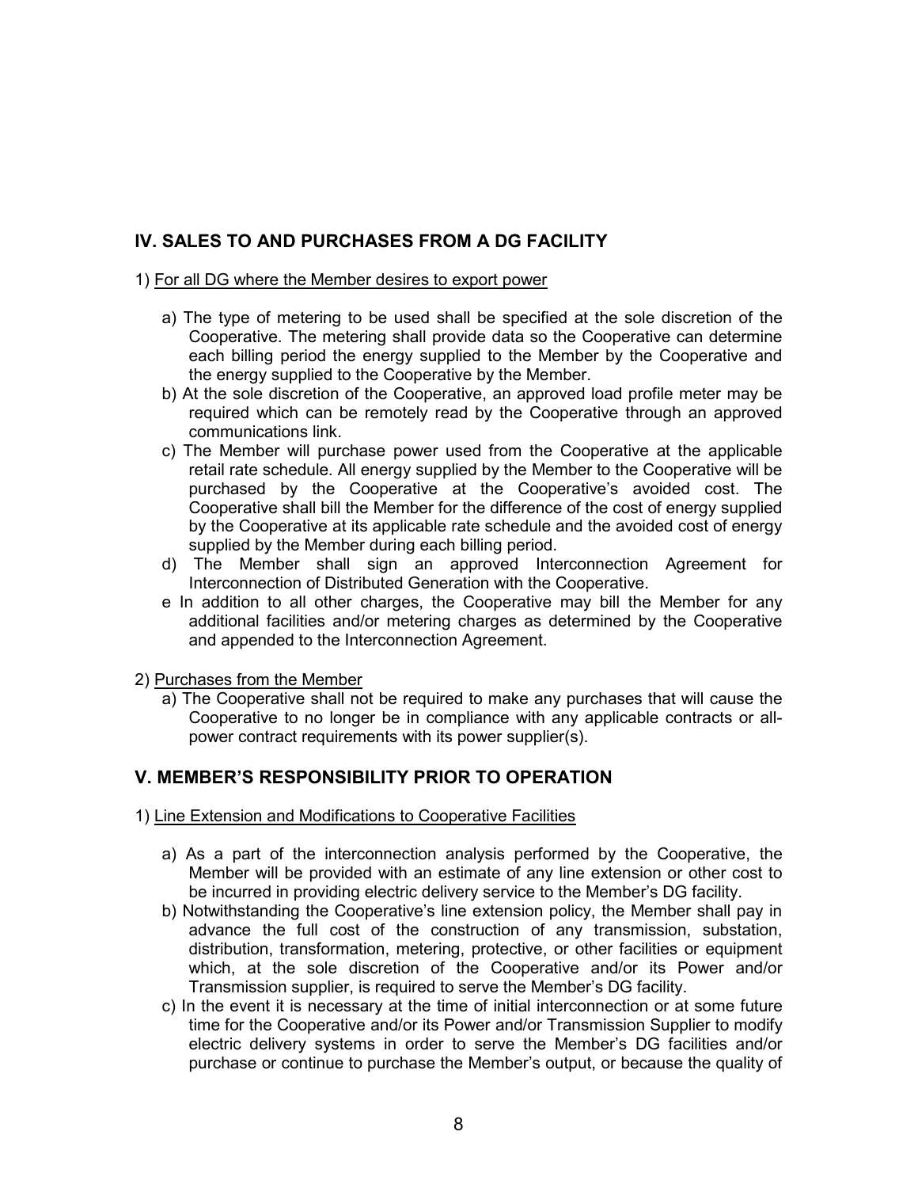## IV. SALES TO AND PURCHASES FROM A DG FACILITY

1) For all DG where the Member desires to export power

a) The type of metering to be used shall be specified at the sole discretion of the Cooperative. The metering shall provide data so the Cooperative can determine each billing period the energy supplied to the Member by the Cooperative and the energy supplied to the Cooperative by the Member.

b) At the sole discretion of the Cooperative, an approved load profile meter may be required which can be remotely read by the Cooperative through an approved communications link.

c) The Member will purchase power used from the Cooperative at the applicable retail rate schedule. All energy supplied by the Member to the Cooperative will be purchased by the Cooperative at the Cooperative's avoided cost. The Cooperative shall bill the Member for the difference of the cost of energy supplied by the Cooperative at its applicable rate schedule and the avoided cost of energy supplied by the Member during each billing period.

d) The Member shall sign an approved Interconnection Agreement for Interconnection of Distributed Generation with the Cooperative.

e In addition to all other charges, the Cooperative may bill the Member for any additional facilities and/or metering charges as determined by the Cooperative and appended to the Interconnection Agreement.

2) Purchases from the Member

a) The Cooperative shall not be required to make any purchases that will cause the Cooperative to no longer be in compliance with any applicable contracts or all-power contract requirements with its power supplier(s).

## V. MEMBER'S RESPONSIBILITY PRIOR TO OPERATION

1) Line Extension and Modifications to Cooperative Facilities

a) As a part of the interconnection analysis performed by the Cooperative, the Member will be provided with an estimate of any line extension or other cost to be incurred in providing electric delivery service to the Member's DG facility.

b) Notwithstanding the Cooperative's line extension policy, the Member shall pay in advance the full cost of the construction of any transmission, substation, distribution, transformation, metering, protective, or other facilities or equipment which, at the sole discretion of the Cooperative and/or its Power and/or Transmission supplier, is required to serve the Member's DG facility.

c) In the event it is necessary at the time of initial interconnection or at some future time for the Cooperative and/or its Power and/or Transmission Supplier to modify electric delivery systems in order to serve the Member's DG facilities and/or purchase or continue to purchase the Member's output, or because the quality of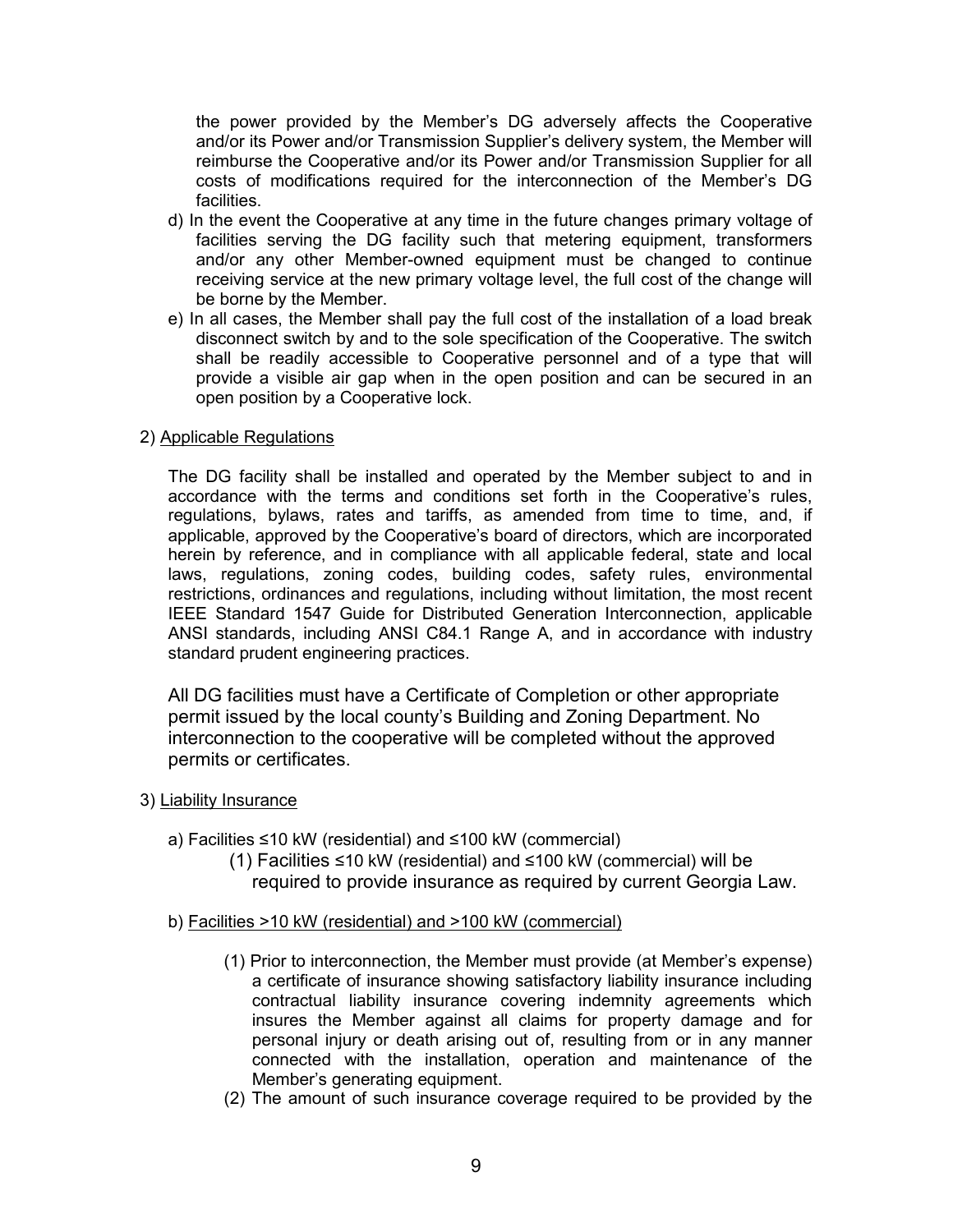the power provided by the Member's DG adversely affects the Cooperative and/or its Power and/or Transmission Supplier's delivery system, the Member will reimburse the Cooperative and/or its Power and/or Transmission Supplier for all costs of modifications required for the interconnection of the Member's DG facilities.

d) In the event the Cooperative at any time in the future changes primary voltage of facilities serving the DG facility such that metering equipment, transformers and/or any other Member-owned equipment must be changed to continue receiving service at the new primary voltage level, the full cost of the change will be borne by the Member.

e) In all cases, the Member shall pay the full cost of the installation of a load break disconnect switch by and to the sole specification of the Cooperative. The switch shall be readily accessible to Cooperative personnel and of a type that will provide a visible air gap when in the open position and can be secured in an open position by a Cooperative lock.

2) <u>Applicable Regulations</u>

The DG facility shall be installed and operated by the Member subject to and in accordance with the terms and conditions set forth in the Cooperative's rules, regulations, bylaws, rates and tariffs, as amended from time to time, and, if applicable, approved by the Cooperative's board of directors, which are incorporated herein by reference, and in compliance with all applicable federal, state and local laws, regulations, zoning codes, building codes, safety rules, environmental restrictions, ordinances and regulations, including without limitation, the most recent IEEE Standard 1547 Guide for Distributed Generation Interconnection, applicable ANSI standards, including ANSI C84.1 Range A, and in accordance with industry standard prudent engineering practices.

All DG facilities must have a Certificate of Completion or other appropriate permit issued by the local county's Building and Zoning Department. No interconnection to the cooperative will be completed without the approved permits or certificates.

3) <u>Liability Insurance</u>

a) Facilities ≤10 kW (residential) and ≤100 kW (commercial)

(1) Facilities ≤10 kW (residential) and ≤100 kW (commercial) will be required to provide insurance as required by current Georgia Law.

b) <u>Facilities >10 kW (residential) and >100 kW (commercial)</u>

(1) Prior to interconnection, the Member must provide (at Member's expense) a certificate of insurance showing satisfactory liability insurance including contractual liability insurance covering indemnity agreements which insures the Member against all claims for property damage and for personal injury or death arising out of, resulting from or in any manner connected with the installation, operation and maintenance of the Member's generating equipment.

(2) The amount of such insurance coverage required to be provided by the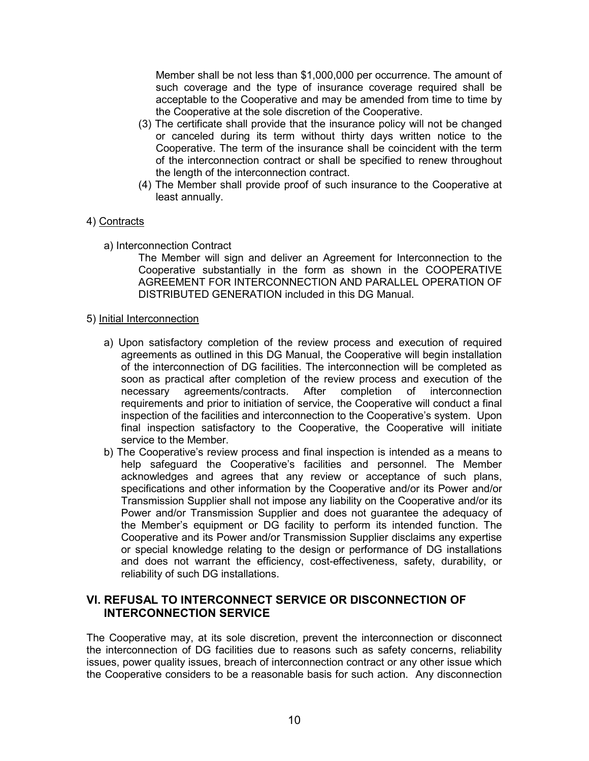Member shall be not less than $1,000,000 per occurrence. The amount of such coverage and the type of insurance coverage required shall be acceptable to the Cooperative and may be amended from time to time by the Cooperative at the sole discretion of the Cooperative.

(3) The certificate shall provide that the insurance policy will not be changed or canceled during its term without thirty days written notice to the Cooperative. The term of the insurance shall be coincident with the term of the interconnection contract or shall be specified to renew throughout the length of the interconnection contract.

(4) The Member shall provide proof of such insurance to the Cooperative at least annually.

4) <u>Contracts</u>

a) Interconnection Contract

The Member will sign and deliver an Agreement for Interconnection to the Cooperative substantially in the form as shown in the COOPERATIVE AGREEMENT FOR INTERCONNECTION AND PARALLEL OPERATION OF DISTRIBUTED GENERATION included in this DG Manual.

5) <u>Initial Interconnection</u>

a) Upon satisfactory completion of the review process and execution of required agreements as outlined in this DG Manual, the Cooperative will begin installation of the interconnection of DG facilities. The interconnection will be completed as soon as practical after completion of the review process and execution of the necessary agreements/contracts. After completion of interconnection requirements and prior to initiation of service, the Cooperative will conduct a final inspection of the facilities and interconnection to the Cooperative's system. Upon final inspection satisfactory to the Cooperative, the Cooperative will initiate service to the Member.

b) The Cooperative's review process and final inspection is intended as a means to help safeguard the Cooperative's facilities and personnel. The Member acknowledges and agrees that any review or acceptance of such plans, specifications and other information by the Cooperative and/or its Power and/or Transmission Supplier shall not impose any liability on the Cooperative and/or its Power and/or Transmission Supplier and does not guarantee the adequacy of the Member's equipment or DG facility to perform its intended function. The Cooperative and its Power and/or Transmission Supplier disclaims any expertise or special knowledge relating to the design or performance of DG installations and does not warrant the efficiency, cost-effectiveness, safety, durability, or reliability of such DG installations.

## VI. REFUSAL TO INTERCONNECT SERVICE OR DISCONNECTION OF INTERCONNECTION SERVICE

The Cooperative may, at its sole discretion, prevent the interconnection or disconnect the interconnection of DG facilities due to reasons such as safety concerns, reliability issues, power quality issues, breach of interconnection contract or any other issue which the Cooperative considers to be a reasonable basis for such action. Any disconnection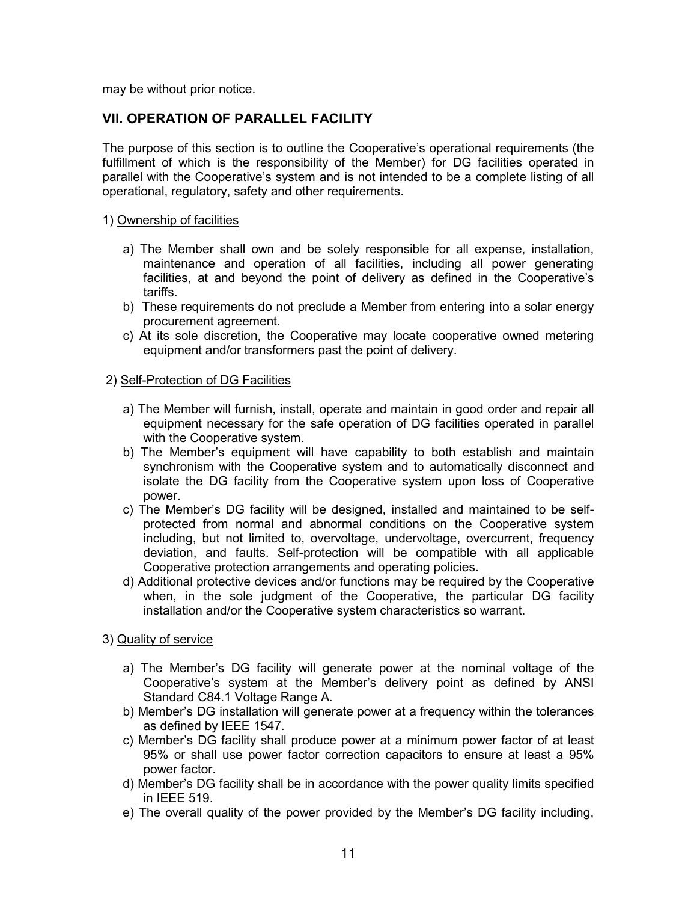may be without prior notice.

## VII. OPERATION OF PARALLEL FACILITY

The purpose of this section is to outline the Cooperative's operational requirements (the fulfillment of which is the responsibility of the Member) for DG facilities operated in parallel with the Cooperative's system and is not intended to be a complete listing of all operational, regulatory, safety and other requirements.

1) Ownership of facilities

a) The Member shall own and be solely responsible for all expense, installation, maintenance and operation of all facilities, including all power generating facilities, at and beyond the point of delivery as defined in the Cooperative's tariffs.
b) These requirements do not preclude a Member from entering into a solar energy procurement agreement.
c) At its sole discretion, the Cooperative may locate cooperative owned metering equipment and/or transformers past the point of delivery.

2) Self-Protection of DG Facilities

a) The Member will furnish, install, operate and maintain in good order and repair all equipment necessary for the safe operation of DG facilities operated in parallel with the Cooperative system.
b) The Member's equipment will have capability to both establish and maintain synchronism with the Cooperative system and to automatically disconnect and isolate the DG facility from the Cooperative system upon loss of Cooperative power.
c) The Member's DG facility will be designed, installed and maintained to be self-protected from normal and abnormal conditions on the Cooperative system including, but not limited to, overvoltage, undervoltage, overcurrent, frequency deviation, and faults. Self-protection will be compatible with all applicable Cooperative protection arrangements and operating policies.
d) Additional protective devices and/or functions may be required by the Cooperative when, in the sole judgment of the Cooperative, the particular DG facility installation and/or the Cooperative system characteristics so warrant.

3) Quality of service

a) The Member's DG facility will generate power at the nominal voltage of the Cooperative's system at the Member's delivery point as defined by ANSI Standard C84.1 Voltage Range A.
b) Member's DG installation will generate power at a frequency within the tolerances as defined by IEEE 1547.
c) Member's DG facility shall produce power at a minimum power factor of at least 95% or shall use power factor correction capacitors to ensure at least a 95% power factor.
d) Member's DG facility shall be in accordance with the power quality limits specified in IEEE 519.
e) The overall quality of the power provided by the Member's DG facility including,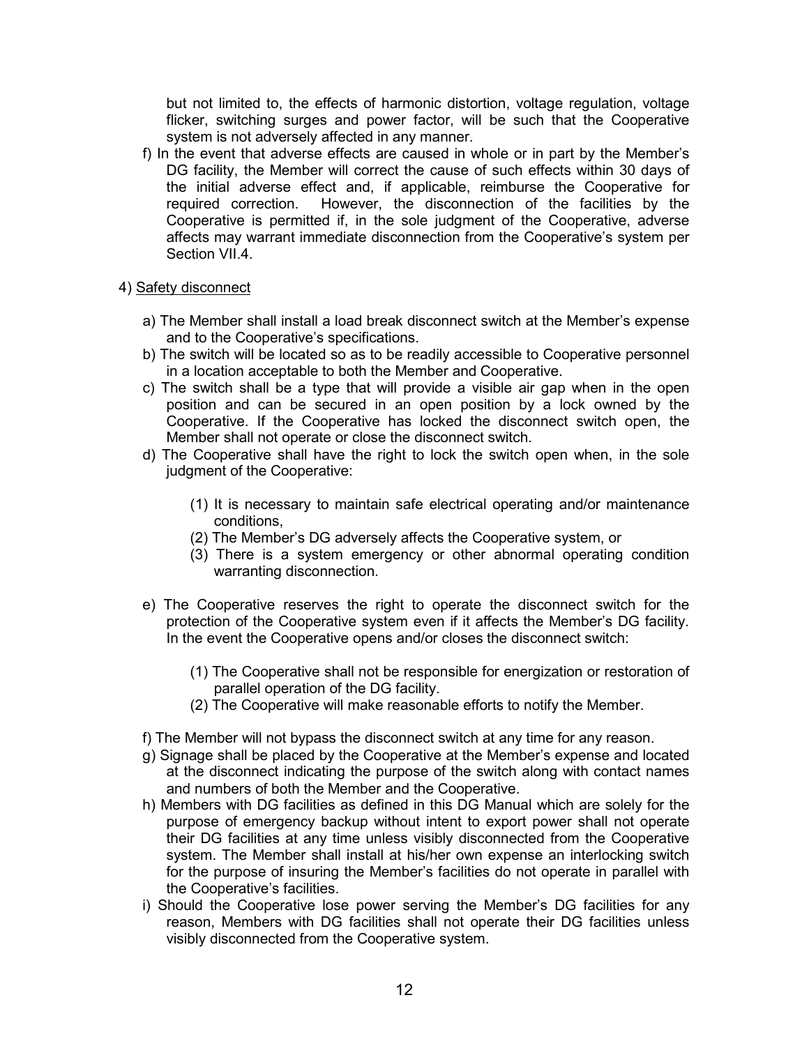but not limited to, the effects of harmonic distortion, voltage regulation, voltage flicker, switching surges and power factor, will be such that the Cooperative system is not adversely affected in any manner.

f) In the event that adverse effects are caused in whole or in part by the Member's DG facility, the Member will correct the cause of such effects within 30 days of the initial adverse effect and, if applicable, reimburse the Cooperative for required correction. However, the disconnection of the facilities by the Cooperative is permitted if, in the sole judgment of the Cooperative, adverse affects may warrant immediate disconnection from the Cooperative's system per Section VII.4.

4) <u>Safety disconnect</u>

a) The Member shall install a load break disconnect switch at the Member's expense and to the Cooperative's specifications.

b) The switch will be located so as to be readily accessible to Cooperative personnel in a location acceptable to both the Member and Cooperative.

c) The switch shall be a type that will provide a visible air gap when in the open position and can be secured in an open position by a lock owned by the Cooperative. If the Cooperative has locked the disconnect switch open, the Member shall not operate or close the disconnect switch.

d) The Cooperative shall have the right to lock the switch open when, in the sole judgment of the Cooperative:

   (1) It is necessary to maintain safe electrical operating and/or maintenance conditions,

   (2) The Member's DG adversely affects the Cooperative system, or

   (3) There is a system emergency or other abnormal operating condition warranting disconnection.

e) The Cooperative reserves the right to operate the disconnect switch for the protection of the Cooperative system even if it affects the Member's DG facility. In the event the Cooperative opens and/or closes the disconnect switch:

   (1) The Cooperative shall not be responsible for energization or restoration of parallel operation of the DG facility.

   (2) The Cooperative will make reasonable efforts to notify the Member.

f) The Member will not bypass the disconnect switch at any time for any reason.

g) Signage shall be placed by the Cooperative at the Member's expense and located at the disconnect indicating the purpose of the switch along with contact names and numbers of both the Member and the Cooperative.

h) Members with DG facilities as defined in this DG Manual which are solely for the purpose of emergency backup without intent to export power shall not operate their DG facilities at any time unless visibly disconnected from the Cooperative system. The Member shall install at his/her own expense an interlocking switch for the purpose of insuring the Member's facilities do not operate in parallel with the Cooperative's facilities.

i) Should the Cooperative lose power serving the Member's DG facilities for any reason, Members with DG facilities shall not operate their DG facilities unless visibly disconnected from the Cooperative system.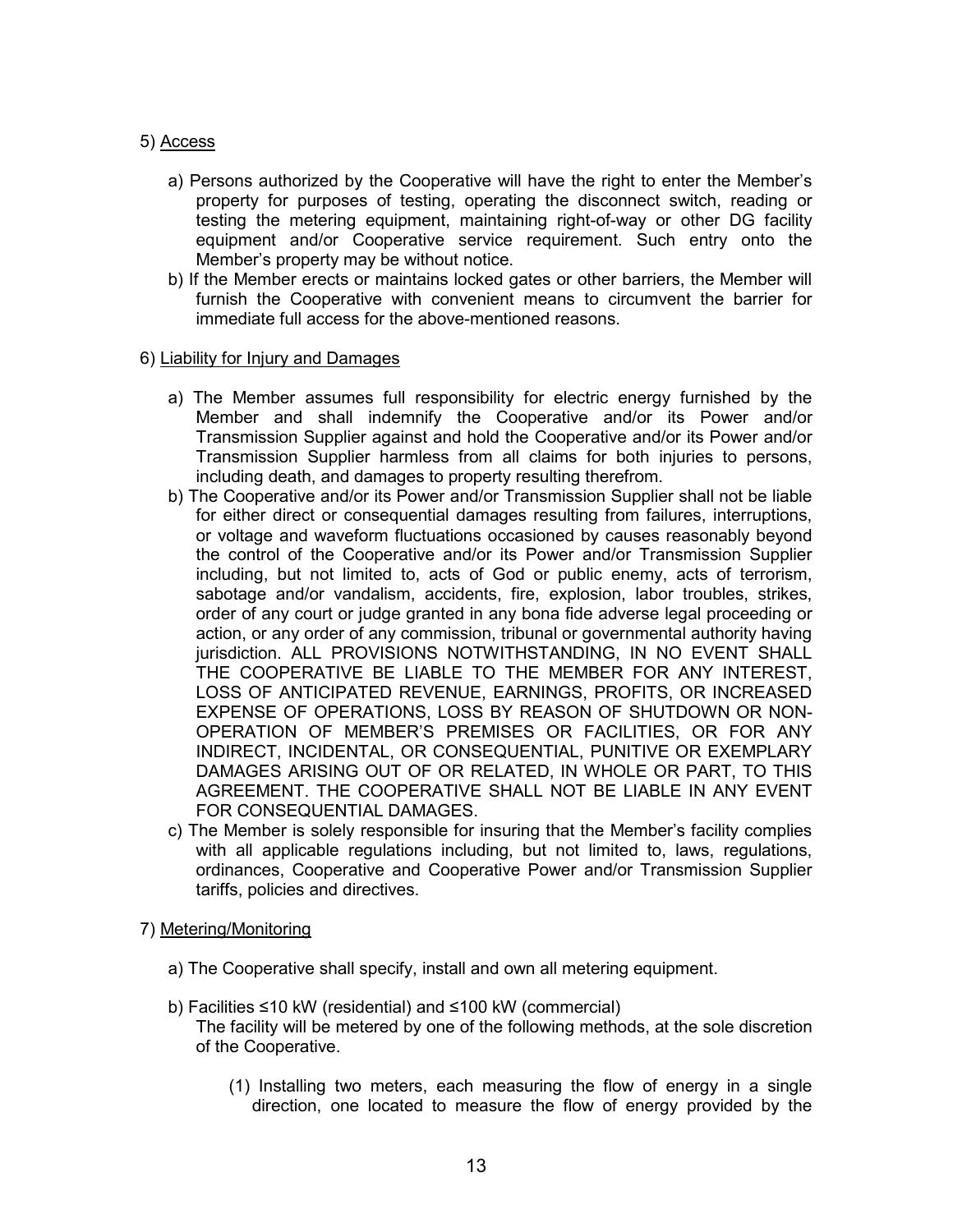5) <u>Access</u>

a) Persons authorized by the Cooperative will have the right to enter the Member's property for purposes of testing, operating the disconnect switch, reading or testing the metering equipment, maintaining right-of-way or other DG facility equipment and/or Cooperative service requirement. Such entry onto the Member's property may be without notice.

b) If the Member erects or maintains locked gates or other barriers, the Member will furnish the Cooperative with convenient means to circumvent the barrier for immediate full access for the above-mentioned reasons.

6) <u>Liability for Injury and Damages</u>

a) The Member assumes full responsibility for electric energy furnished by the Member and shall indemnify the Cooperative and/or its Power and/or Transmission Supplier against and hold the Cooperative and/or its Power and/or Transmission Supplier harmless from all claims for both injuries to persons, including death, and damages to property resulting therefrom.

b) The Cooperative and/or its Power and/or Transmission Supplier shall not be liable for either direct or consequential damages resulting from failures, interruptions, or voltage and waveform fluctuations occasioned by causes reasonably beyond the control of the Cooperative and/or its Power and/or Transmission Supplier including, but not limited to, acts of God or public enemy, acts of terrorism, sabotage and/or vandalism, accidents, fire, explosion, labor troubles, strikes, order of any court or judge granted in any bona fide adverse legal proceeding or action, or any order of any commission, tribunal or governmental authority having jurisdiction. ALL PROVISIONS NOTWITHSTANDING, IN NO EVENT SHALL THE COOPERATIVE BE LIABLE TO THE MEMBER FOR ANY INTEREST, LOSS OF ANTICIPATED REVENUE, EARNINGS, PROFITS, OR INCREASED EXPENSE OF OPERATIONS, LOSS BY REASON OF SHUTDOWN OR NON-OPERATION OF MEMBER'S PREMISES OR FACILITIES, OR FOR ANY INDIRECT, INCIDENTAL, OR CONSEQUENTIAL, PUNITIVE OR EXEMPLARY DAMAGES ARISING OUT OF OR RELATED, IN WHOLE OR PART, TO THIS AGREEMENT. THE COOPERATIVE SHALL NOT BE LIABLE IN ANY EVENT FOR CONSEQUENTIAL DAMAGES.

c) The Member is solely responsible for insuring that the Member's facility complies with all applicable regulations including, but not limited to, laws, regulations, ordinances, Cooperative and Cooperative Power and/or Transmission Supplier tariffs, policies and directives.

7) <u>Metering/Monitoring</u>

a) The Cooperative shall specify, install and own all metering equipment.

b) Facilities ≤10 kW (residential) and ≤100 kW (commercial)
The facility will be metered by one of the following methods, at the sole discretion of the Cooperative.

(1) Installing two meters, each measuring the flow of energy in a single direction, one located to measure the flow of energy provided by the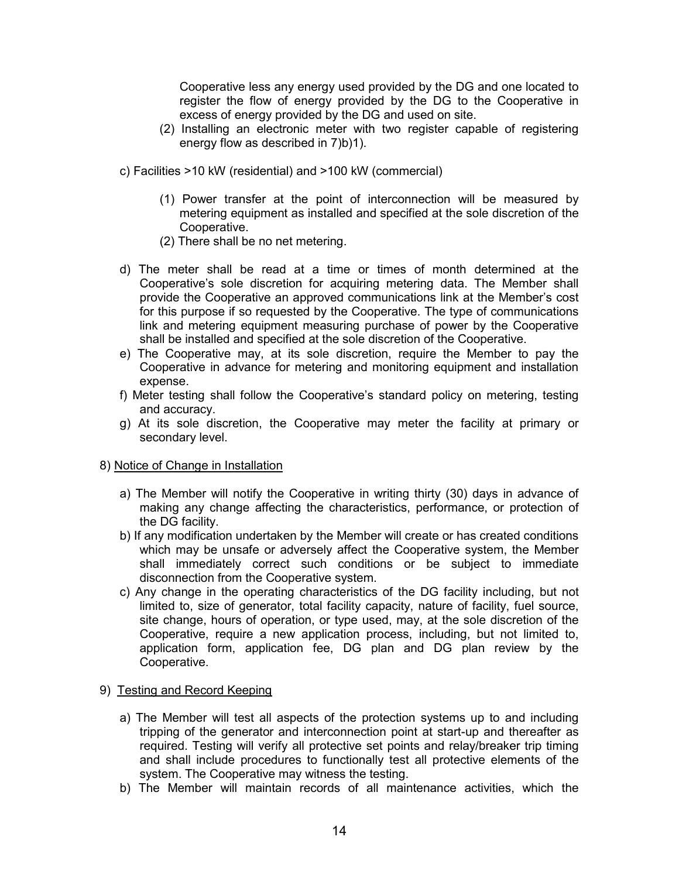Cooperative less any energy used provided by the DG and one located to register the flow of energy provided by the DG to the Cooperative in excess of energy provided by the DG and used on site.

(2) Installing an electronic meter with two register capable of registering energy flow as described in 7)b)1).

c) Facilities >10 kW (residential) and >100 kW (commercial)

(1) Power transfer at the point of interconnection will be measured by metering equipment as installed and specified at the sole discretion of the Cooperative.

(2) There shall be no net metering.

d) The meter shall be read at a time or times of month determined at the Cooperative's sole discretion for acquiring metering data. The Member shall provide the Cooperative an approved communications link at the Member's cost for this purpose if so requested by the Cooperative. The type of communications link and metering equipment measuring purchase of power by the Cooperative shall be installed and specified at the sole discretion of the Cooperative.

e) The Cooperative may, at its sole discretion, require the Member to pay the Cooperative in advance for metering and monitoring equipment and installation expense.

f) Meter testing shall follow the Cooperative's standard policy on metering, testing and accuracy.

g) At its sole discretion, the Cooperative may meter the facility at primary or secondary level.

8) <u>Notice of Change in Installation</u>

a) The Member will notify the Cooperative in writing thirty (30) days in advance of making any change affecting the characteristics, performance, or protection of the DG facility.

b) If any modification undertaken by the Member will create or has created conditions which may be unsafe or adversely affect the Cooperative system, the Member shall immediately correct such conditions or be subject to immediate disconnection from the Cooperative system.

c) Any change in the operating characteristics of the DG facility including, but not limited to, size of generator, total facility capacity, nature of facility, fuel source, site change, hours of operation, or type used, may, at the sole discretion of the Cooperative, require a new application process, including, but not limited to, application form, application fee, DG plan and DG plan review by the Cooperative.

9) <u>Testing and Record Keeping</u>

a) The Member will test all aspects of the protection systems up to and including tripping of the generator and interconnection point at start-up and thereafter as required. Testing will verify all protective set points and relay/breaker trip timing and shall include procedures to functionally test all protective elements of the system. The Cooperative may witness the testing.

b) The Member will maintain records of all maintenance activities, which the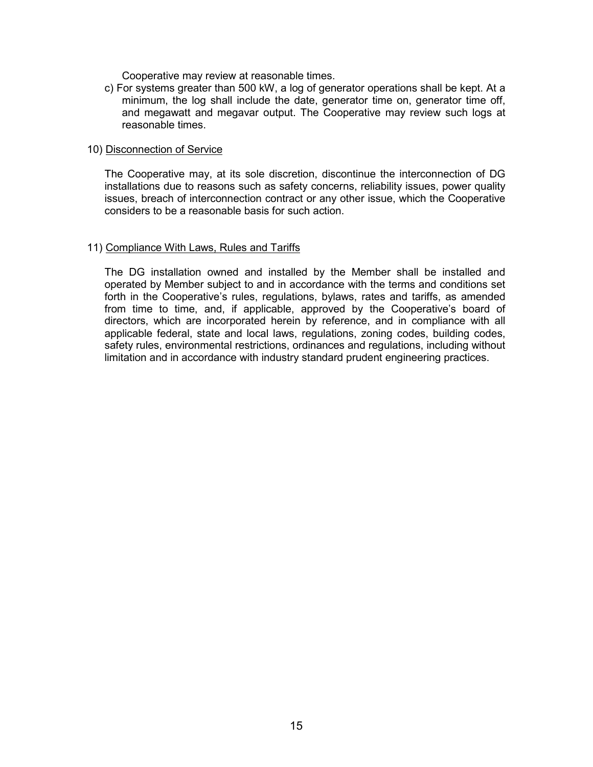Cooperative may review at reasonable times.

c) For systems greater than 500 kW, a log of generator operations shall be kept. At a minimum, the log shall include the date, generator time on, generator time off, and megawatt and megavar output. The Cooperative may review such logs at reasonable times.

10) <u>Disconnection of Service</u>

The Cooperative may, at its sole discretion, discontinue the interconnection of DG installations due to reasons such as safety concerns, reliability issues, power quality issues, breach of interconnection contract or any other issue, which the Cooperative considers to be a reasonable basis for such action.

11) <u>Compliance With Laws, Rules and Tariffs</u>

The DG installation owned and installed by the Member shall be installed and operated by Member subject to and in accordance with the terms and conditions set forth in the Cooperative's rules, regulations, bylaws, rates and tariffs, as amended from time to time, and, if applicable, approved by the Cooperative's board of directors, which are incorporated herein by reference, and in compliance with all applicable federal, state and local laws, regulations, zoning codes, building codes, safety rules, environmental restrictions, ordinances and regulations, including without limitation and in accordance with industry standard prudent engineering practices.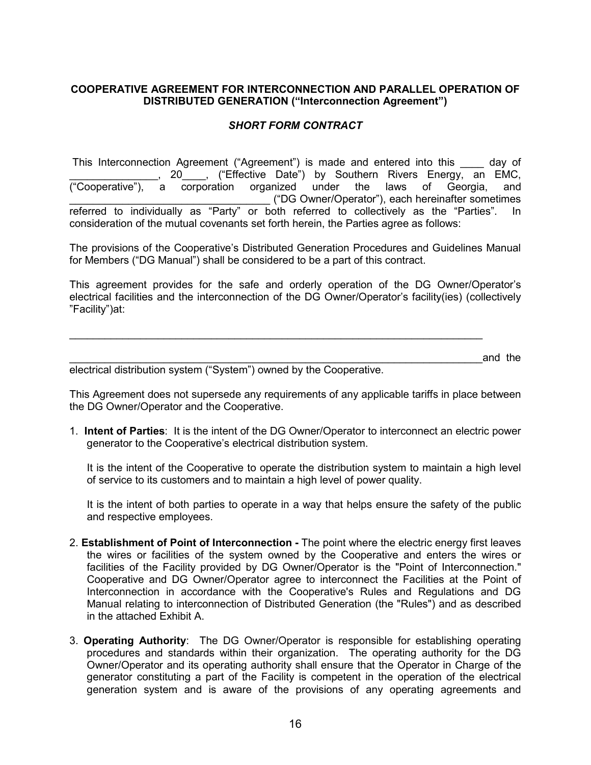**COOPERATIVE AGREEMENT FOR INTERCONNECTION AND PARALLEL OPERATION OF DISTRIBUTED GENERATION ("Interconnection Agreement")**

***SHORT FORM CONTRACT***

This Interconnection Agreement ("Agreement") is made and entered into this ____ day of _______________, 20____, ("Effective Date") by Southern Rivers Energy, an EMC, ("Cooperative"), a corporation organized under the laws of Georgia, and _________________________________ ("DG Owner/Operator"), each hereinafter sometimes referred to individually as "Party" or both referred to collectively as the "Parties". In consideration of the mutual covenants set forth herein, the Parties agree as follows:

The provisions of the Cooperative's Distributed Generation Procedures and Guidelines Manual for Members ("DG Manual") shall be considered to be a part of this contract.

This agreement provides for the safe and orderly operation of the DG Owner/Operator's electrical facilities and the interconnection of the DG Owner/Operator's facility(ies) (collectively "Facility")at:

___________________________________________________________________________

___________________________________________________________________________and the electrical distribution system ("System") owned by the Cooperative.

This Agreement does not supersede any requirements of any applicable tariffs in place between the DG Owner/Operator and the Cooperative.

1. **Intent of Parties**: It is the intent of the DG Owner/Operator to interconnect an electric power generator to the Cooperative's electrical distribution system.

   It is the intent of the Cooperative to operate the distribution system to maintain a high level of service to its customers and to maintain a high level of power quality.

   It is the intent of both parties to operate in a way that helps ensure the safety of the public and respective employees.

2. **Establishment of Point of Interconnection -** The point where the electric energy first leaves the wires or facilities of the system owned by the Cooperative and enters the wires or facilities of the Facility provided by DG Owner/Operator is the "Point of Interconnection." Cooperative and DG Owner/Operator agree to interconnect the Facilities at the Point of Interconnection in accordance with the Cooperative's Rules and Regulations and DG Manual relating to interconnection of Distributed Generation (the "Rules") and as described in the attached Exhibit A.

3. **Operating Authority**: The DG Owner/Operator is responsible for establishing operating procedures and standards within their organization. The operating authority for the DG Owner/Operator and its operating authority shall ensure that the Operator in Charge of the generator constituting a part of the Facility is competent in the operation of the electrical generation system and is aware of the provisions of any operating agreements and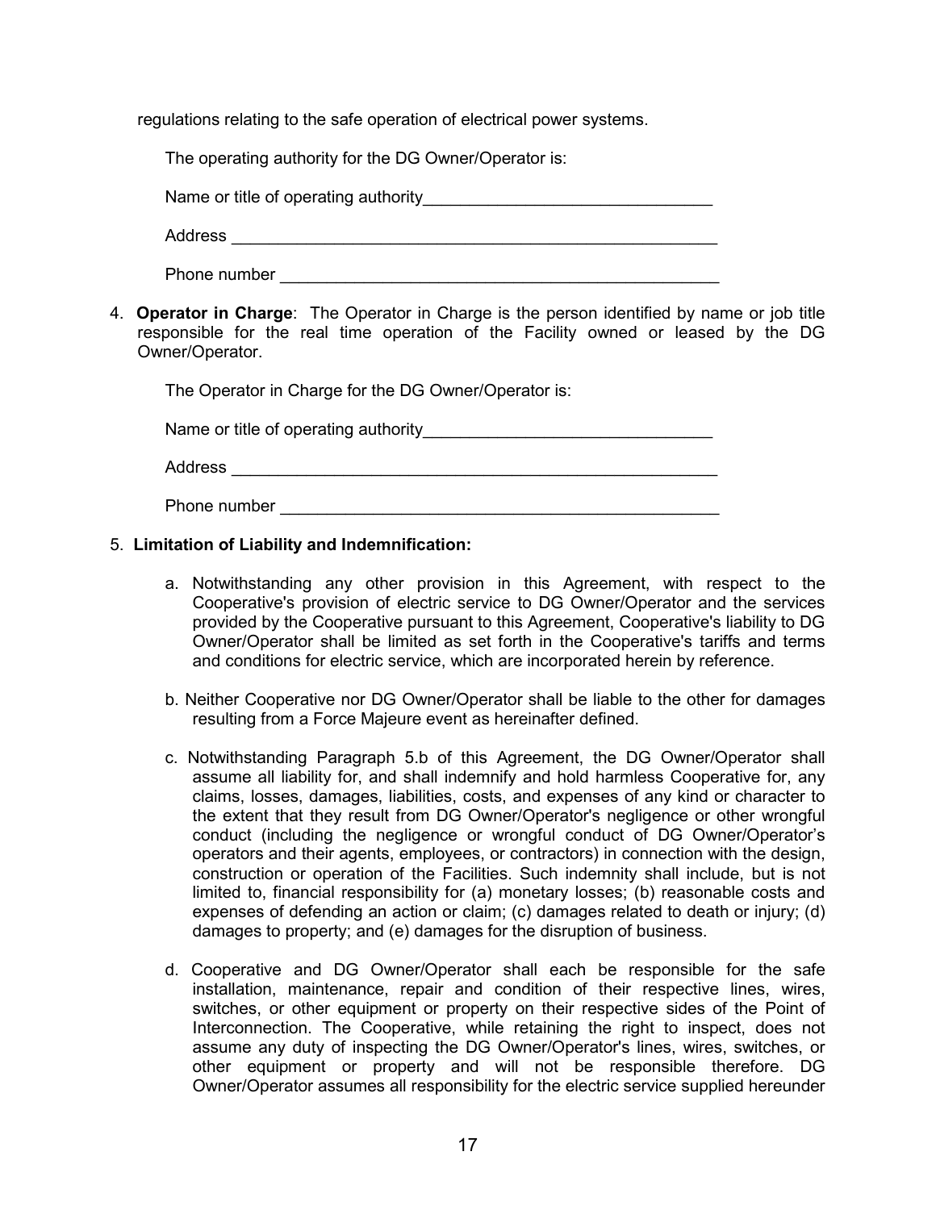regulations relating to the safe operation of electrical power systems.

The operating authority for the DG Owner/Operator is:

Name or title of operating authority_______________________________

Address ______________________________________________________

Phone number _________________________________________________

4. **Operator in Charge**: The Operator in Charge is the person identified by name or job title responsible for the real time operation of the Facility owned or leased by the DG Owner/Operator.

   The Operator in Charge for the DG Owner/Operator is:

   Name or title of operating authority_______________________________

   Address ______________________________________________________

   Phone number _________________________________________________

5. **Limitation of Liability and Indemnification:**

   a. Notwithstanding any other provision in this Agreement, with respect to the Cooperative's provision of electric service to DG Owner/Operator and the services provided by the Cooperative pursuant to this Agreement, Cooperative's liability to DG Owner/Operator shall be limited as set forth in the Cooperative's tariffs and terms and conditions for electric service, which are incorporated herein by reference.

   b. Neither Cooperative nor DG Owner/Operator shall be liable to the other for damages resulting from a Force Majeure event as hereinafter defined.

   c. Notwithstanding Paragraph 5.b of this Agreement, the DG Owner/Operator shall assume all liability for, and shall indemnify and hold harmless Cooperative for, any claims, losses, damages, liabilities, costs, and expenses of any kind or character to the extent that they result from DG Owner/Operator's negligence or other wrongful conduct (including the negligence or wrongful conduct of DG Owner/Operator's operators and their agents, employees, or contractors) in connection with the design, construction or operation of the Facilities. Such indemnity shall include, but is not limited to, financial responsibility for (a) monetary losses; (b) reasonable costs and expenses of defending an action or claim; (c) damages related to death or injury; (d) damages to property; and (e) damages for the disruption of business.

   d. Cooperative and DG Owner/Operator shall each be responsible for the safe installation, maintenance, repair and condition of their respective lines, wires, switches, or other equipment or property on their respective sides of the Point of Interconnection. The Cooperative, while retaining the right to inspect, does not assume any duty of inspecting the DG Owner/Operator's lines, wires, switches, or other equipment or property and will not be responsible therefore. DG Owner/Operator assumes all responsibility for the electric service supplied hereunder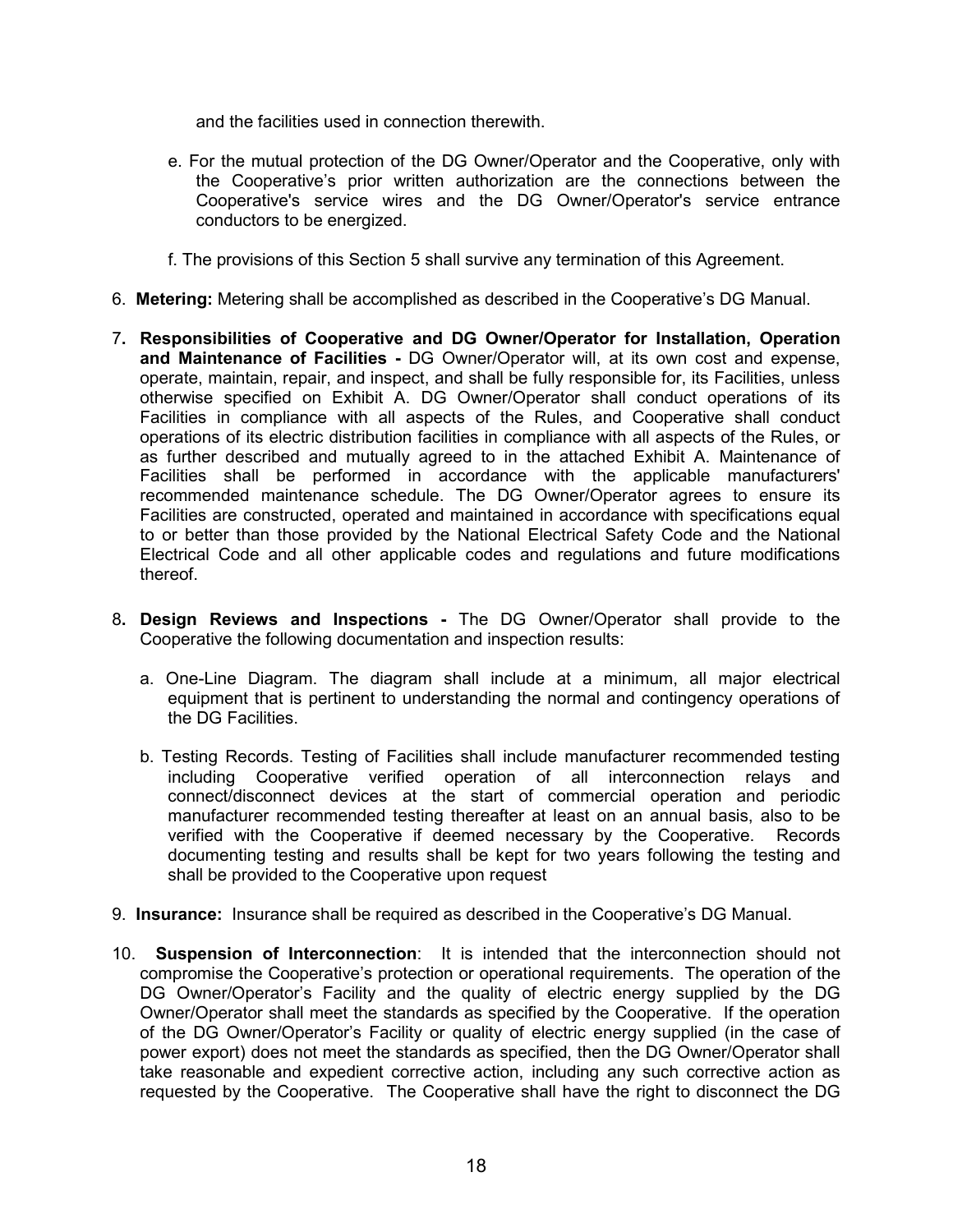and the facilities used in connection therewith.

e. For the mutual protection of the DG Owner/Operator and the Cooperative, only with the Cooperative's prior written authorization are the connections between the Cooperative's service wires and the DG Owner/Operator's service entrance conductors to be energized.

f. The provisions of this Section 5 shall survive any termination of this Agreement.

6. **Metering:** Metering shall be accomplished as described in the Cooperative's DG Manual.

7. **Responsibilities of Cooperative and DG Owner/Operator for Installation, Operation and Maintenance of Facilities -** DG Owner/Operator will, at its own cost and expense, operate, maintain, repair, and inspect, and shall be fully responsible for, its Facilities, unless otherwise specified on Exhibit A. DG Owner/Operator shall conduct operations of its Facilities in compliance with all aspects of the Rules, and Cooperative shall conduct operations of its electric distribution facilities in compliance with all aspects of the Rules, or as further described and mutually agreed to in the attached Exhibit A. Maintenance of Facilities shall be performed in accordance with the applicable manufacturers' recommended maintenance schedule. The DG Owner/Operator agrees to ensure its Facilities are constructed, operated and maintained in accordance with specifications equal to or better than those provided by the National Electrical Safety Code and the National Electrical Code and all other applicable codes and regulations and future modifications thereof.

8. **Design Reviews and Inspections -** The DG Owner/Operator shall provide to the Cooperative the following documentation and inspection results:

   a. One-Line Diagram. The diagram shall include at a minimum, all major electrical equipment that is pertinent to understanding the normal and contingency operations of the DG Facilities.

   b. Testing Records. Testing of Facilities shall include manufacturer recommended testing including Cooperative verified operation of all interconnection relays and connect/disconnect devices at the start of commercial operation and periodic manufacturer recommended testing thereafter at least on an annual basis, also to be verified with the Cooperative if deemed necessary by the Cooperative. Records documenting testing and results shall be kept for two years following the testing and shall be provided to the Cooperative upon request

9. **Insurance:** Insurance shall be required as described in the Cooperative's DG Manual.

10. **Suspension of Interconnection**: It is intended that the interconnection should not compromise the Cooperative's protection or operational requirements. The operation of the DG Owner/Operator's Facility and the quality of electric energy supplied by the DG Owner/Operator shall meet the standards as specified by the Cooperative. If the operation of the DG Owner/Operator's Facility or quality of electric energy supplied (in the case of power export) does not meet the standards as specified, then the DG Owner/Operator shall take reasonable and expedient corrective action, including any such corrective action as requested by the Cooperative. The Cooperative shall have the right to disconnect the DG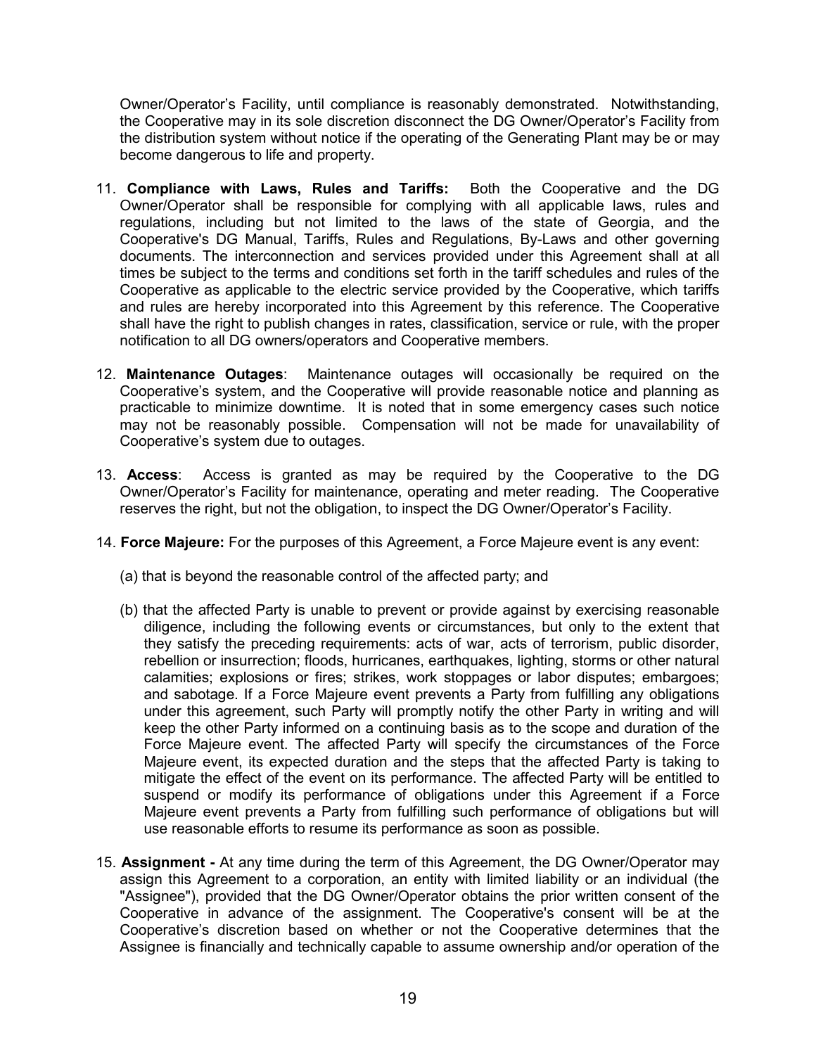Owner/Operator's Facility, until compliance is reasonably demonstrated. Notwithstanding, the Cooperative may in its sole discretion disconnect the DG Owner/Operator's Facility from the distribution system without notice if the operating of the Generating Plant may be or may become dangerous to life and property.

11. **Compliance with Laws, Rules and Tariffs:** Both the Cooperative and the DG Owner/Operator shall be responsible for complying with all applicable laws, rules and regulations, including but not limited to the laws of the state of Georgia, and the Cooperative's DG Manual, Tariffs, Rules and Regulations, By-Laws and other governing documents. The interconnection and services provided under this Agreement shall at all times be subject to the terms and conditions set forth in the tariff schedules and rules of the Cooperative as applicable to the electric service provided by the Cooperative, which tariffs and rules are hereby incorporated into this Agreement by this reference. The Cooperative shall have the right to publish changes in rates, classification, service or rule, with the proper notification to all DG owners/operators and Cooperative members.

12. **Maintenance Outages**: Maintenance outages will occasionally be required on the Cooperative's system, and the Cooperative will provide reasonable notice and planning as practicable to minimize downtime. It is noted that in some emergency cases such notice may not be reasonably possible. Compensation will not be made for unavailability of Cooperative's system due to outages.

13. **Access**: Access is granted as may be required by the Cooperative to the DG Owner/Operator's Facility for maintenance, operating and meter reading. The Cooperative reserves the right, but not the obligation, to inspect the DG Owner/Operator's Facility.

14. **Force Majeure:** For the purposes of this Agreement, a Force Majeure event is any event:

    (a) that is beyond the reasonable control of the affected party; and

    (b) that the affected Party is unable to prevent or provide against by exercising reasonable diligence, including the following events or circumstances, but only to the extent that they satisfy the preceding requirements: acts of war, acts of terrorism, public disorder, rebellion or insurrection; floods, hurricanes, earthquakes, lighting, storms or other natural calamities; explosions or fires; strikes, work stoppages or labor disputes; embargoes; and sabotage. If a Force Majeure event prevents a Party from fulfilling any obligations under this agreement, such Party will promptly notify the other Party in writing and will keep the other Party informed on a continuing basis as to the scope and duration of the Force Majeure event. The affected Party will specify the circumstances of the Force Majeure event, its expected duration and the steps that the affected Party is taking to mitigate the effect of the event on its performance. The affected Party will be entitled to suspend or modify its performance of obligations under this Agreement if a Force Majeure event prevents a Party from fulfilling such performance of obligations but will use reasonable efforts to resume its performance as soon as possible.

15. **Assignment -** At any time during the term of this Agreement, the DG Owner/Operator may assign this Agreement to a corporation, an entity with limited liability or an individual (the "Assignee"), provided that the DG Owner/Operator obtains the prior written consent of the Cooperative in advance of the assignment. The Cooperative's consent will be at the Cooperative's discretion based on whether or not the Cooperative determines that the Assignee is financially and technically capable to assume ownership and/or operation of the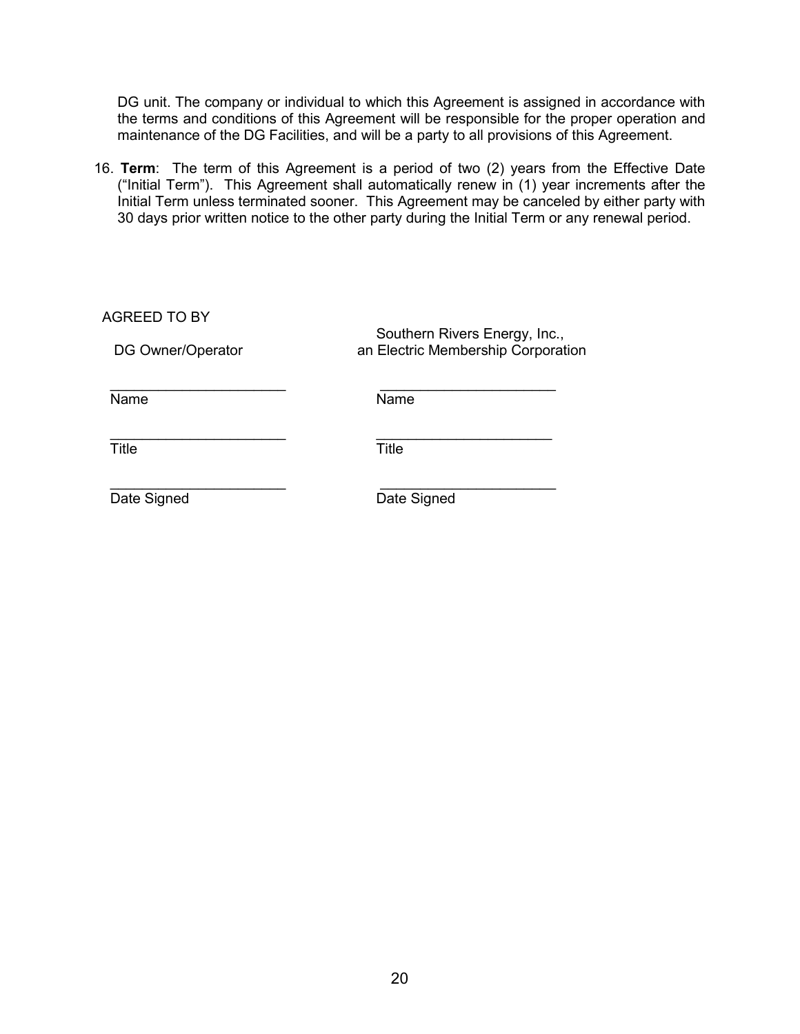DG unit. The company or individual to which this Agreement is assigned in accordance with the terms and conditions of this Agreement will be responsible for the proper operation and maintenance of the DG Facilities, and will be a party to all provisions of this Agreement.

16. **Term**: The term of this Agreement is a period of two (2) years from the Effective Date ("Initial Term"). This Agreement shall automatically renew in (1) year increments after the Initial Term unless terminated sooner. This Agreement may be canceled by either party with 30 days prior written notice to the other party during the Initial Term or any renewal period.

AGREED TO BY

| DG Owner/Operator | Southern Rivers Energy, Inc., an Electric Membership Corporation |
|---|---|
| _______________________ | _______________________ |
| Name | Name |
| _______________________ | _______________________ |
| Title | Title |
| _______________________ | _______________________ |
| Date Signed | Date Signed |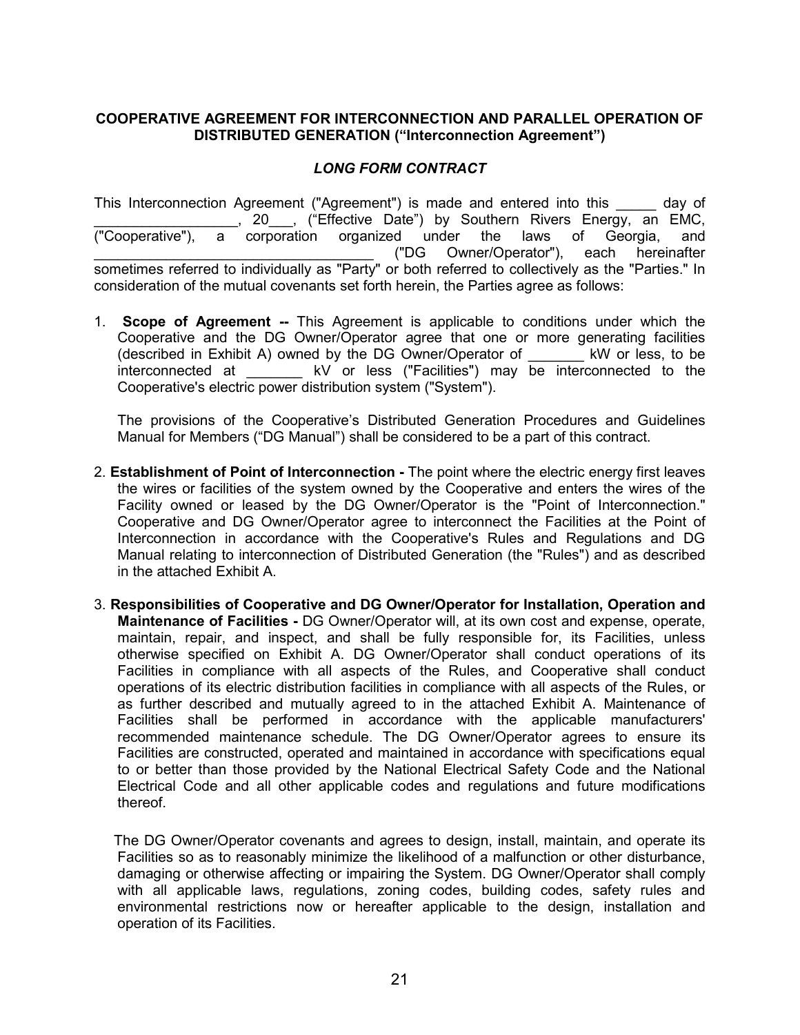**COOPERATIVE AGREEMENT FOR INTERCONNECTION AND PARALLEL OPERATION OF DISTRIBUTED GENERATION ("Interconnection Agreement")**

***LONG FORM CONTRACT***

This Interconnection Agreement ("Agreement") is made and entered into this _____ day of __________________, 20___, ("Effective Date") by Southern Rivers Energy, an EMC, ("Cooperative"), a corporation organized under the laws of Georgia, and __________________________________ ("DG Owner/Operator"), each hereinafter sometimes referred to individually as "Party" or both referred to collectively as the "Parties." In consideration of the mutual covenants set forth herein, the Parties agree as follows:

1. **Scope of Agreement --** This Agreement is applicable to conditions under which the Cooperative and the DG Owner/Operator agree that one or more generating facilities (described in Exhibit A) owned by the DG Owner/Operator of _______ kW or less, to be interconnected at _______ kV or less ("Facilities") may be interconnected to the Cooperative's electric power distribution system ("System").

   The provisions of the Cooperative's Distributed Generation Procedures and Guidelines Manual for Members ("DG Manual") shall be considered to be a part of this contract.

2. **Establishment of Point of Interconnection -** The point where the electric energy first leaves the wires or facilities of the system owned by the Cooperative and enters the wires of the Facility owned or leased by the DG Owner/Operator is the "Point of Interconnection." Cooperative and DG Owner/Operator agree to interconnect the Facilities at the Point of Interconnection in accordance with the Cooperative's Rules and Regulations and DG Manual relating to interconnection of Distributed Generation (the "Rules") and as described in the attached Exhibit A.

3. **Responsibilities of Cooperative and DG Owner/Operator for Installation, Operation and Maintenance of Facilities -** DG Owner/Operator will, at its own cost and expense, operate, maintain, repair, and inspect, and shall be fully responsible for, its Facilities, unless otherwise specified on Exhibit A. DG Owner/Operator shall conduct operations of its Facilities in compliance with all aspects of the Rules, and Cooperative shall conduct operations of its electric distribution facilities in compliance with all aspects of the Rules, or as further described and mutually agreed to in the attached Exhibit A. Maintenance of Facilities shall be performed in accordance with the applicable manufacturers' recommended maintenance schedule. The DG Owner/Operator agrees to ensure its Facilities are constructed, operated and maintained in accordance with specifications equal to or better than those provided by the National Electrical Safety Code and the National Electrical Code and all other applicable codes and regulations and future modifications thereof.

   The DG Owner/Operator covenants and agrees to design, install, maintain, and operate its Facilities so as to reasonably minimize the likelihood of a malfunction or other disturbance, damaging or otherwise affecting or impairing the System. DG Owner/Operator shall comply with all applicable laws, regulations, zoning codes, building codes, safety rules and environmental restrictions now or hereafter applicable to the design, installation and operation of its Facilities.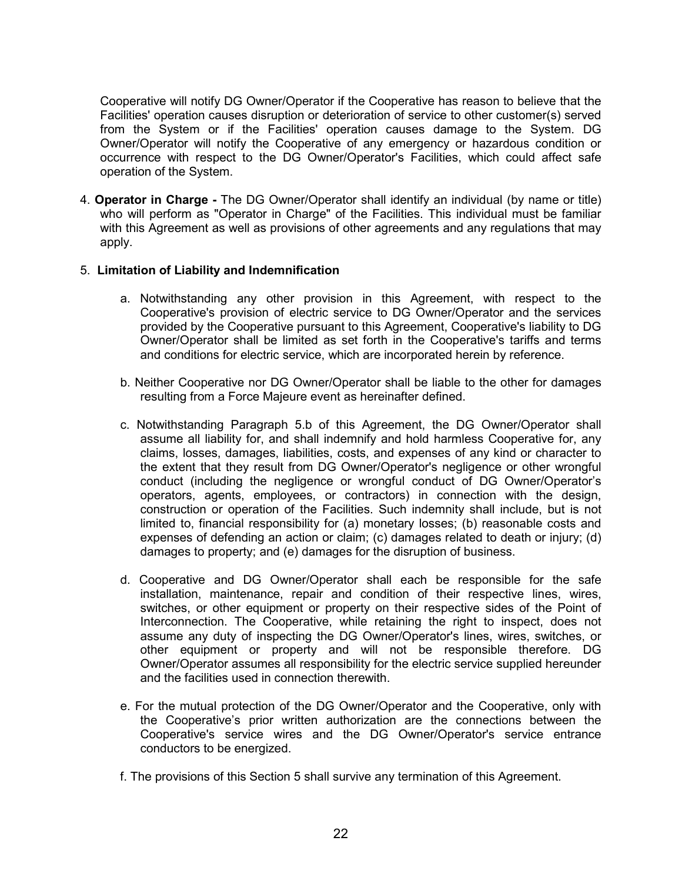Cooperative will notify DG Owner/Operator if the Cooperative has reason to believe that the Facilities' operation causes disruption or deterioration of service to other customer(s) served from the System or if the Facilities' operation causes damage to the System. DG Owner/Operator will notify the Cooperative of any emergency or hazardous condition or occurrence with respect to the DG Owner/Operator's Facilities, which could affect safe operation of the System.

4. **Operator in Charge -** The DG Owner/Operator shall identify an individual (by name or title) who will perform as "Operator in Charge" of the Facilities. This individual must be familiar with this Agreement as well as provisions of other agreements and any regulations that may apply.

5. **Limitation of Liability and Indemnification**

   a. Notwithstanding any other provision in this Agreement, with respect to the Cooperative's provision of electric service to DG Owner/Operator and the services provided by the Cooperative pursuant to this Agreement, Cooperative's liability to DG Owner/Operator shall be limited as set forth in the Cooperative's tariffs and terms and conditions for electric service, which are incorporated herein by reference.

   b. Neither Cooperative nor DG Owner/Operator shall be liable to the other for damages resulting from a Force Majeure event as hereinafter defined.

   c. Notwithstanding Paragraph 5.b of this Agreement, the DG Owner/Operator shall assume all liability for, and shall indemnify and hold harmless Cooperative for, any claims, losses, damages, liabilities, costs, and expenses of any kind or character to the extent that they result from DG Owner/Operator's negligence or other wrongful conduct (including the negligence or wrongful conduct of DG Owner/Operator's operators, agents, employees, or contractors) in connection with the design, construction or operation of the Facilities. Such indemnity shall include, but is not limited to, financial responsibility for (a) monetary losses; (b) reasonable costs and expenses of defending an action or claim; (c) damages related to death or injury; (d) damages to property; and (e) damages for the disruption of business.

   d. Cooperative and DG Owner/Operator shall each be responsible for the safe installation, maintenance, repair and condition of their respective lines, wires, switches, or other equipment or property on their respective sides of the Point of Interconnection. The Cooperative, while retaining the right to inspect, does not assume any duty of inspecting the DG Owner/Operator's lines, wires, switches, or other equipment or property and will not be responsible therefore. DG Owner/Operator assumes all responsibility for the electric service supplied hereunder and the facilities used in connection therewith.

   e. For the mutual protection of the DG Owner/Operator and the Cooperative, only with the Cooperative's prior written authorization are the connections between the Cooperative's service wires and the DG Owner/Operator's service entrance conductors to be energized.

   f. The provisions of this Section 5 shall survive any termination of this Agreement.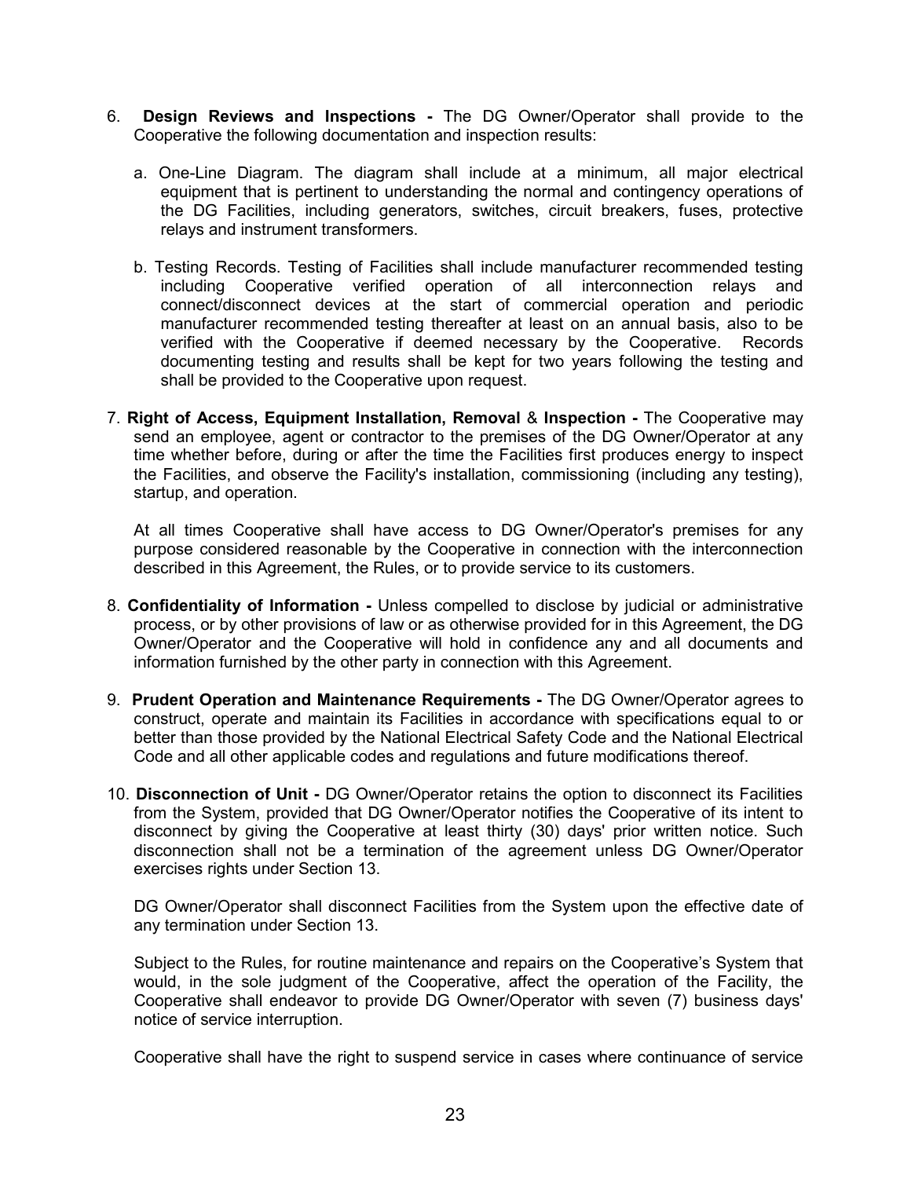6. **Design Reviews and Inspections -** The DG Owner/Operator shall provide to the Cooperative the following documentation and inspection results:

   a. One-Line Diagram. The diagram shall include at a minimum, all major electrical equipment that is pertinent to understanding the normal and contingency operations of the DG Facilities, including generators, switches, circuit breakers, fuses, protective relays and instrument transformers.

   b. Testing Records. Testing of Facilities shall include manufacturer recommended testing including Cooperative verified operation of all interconnection relays and connect/disconnect devices at the start of commercial operation and periodic manufacturer recommended testing thereafter at least on an annual basis, also to be verified with the Cooperative if deemed necessary by the Cooperative. Records documenting testing and results shall be kept for two years following the testing and shall be provided to the Cooperative upon request.

7. **Right of Access, Equipment Installation, Removal** & **Inspection -** The Cooperative may send an employee, agent or contractor to the premises of the DG Owner/Operator at any time whether before, during or after the time the Facilities first produces energy to inspect the Facilities, and observe the Facility's installation, commissioning (including any testing), startup, and operation.

   At all times Cooperative shall have access to DG Owner/Operator's premises for any purpose considered reasonable by the Cooperative in connection with the interconnection described in this Agreement, the Rules, or to provide service to its customers.

8. **Confidentiality of Information -** Unless compelled to disclose by judicial or administrative process, or by other provisions of law or as otherwise provided for in this Agreement, the DG Owner/Operator and the Cooperative will hold in confidence any and all documents and information furnished by the other party in connection with this Agreement.

9. **Prudent Operation and Maintenance Requirements -** The DG Owner/Operator agrees to construct, operate and maintain its Facilities in accordance with specifications equal to or better than those provided by the National Electrical Safety Code and the National Electrical Code and all other applicable codes and regulations and future modifications thereof.

10. **Disconnection of Unit -** DG Owner/Operator retains the option to disconnect its Facilities from the System, provided that DG Owner/Operator notifies the Cooperative of its intent to disconnect by giving the Cooperative at least thirty (30) days' prior written notice. Such disconnection shall not be a termination of the agreement unless DG Owner/Operator exercises rights under Section 13.

    DG Owner/Operator shall disconnect Facilities from the System upon the effective date of any termination under Section 13.

    Subject to the Rules, for routine maintenance and repairs on the Cooperative's System that would, in the sole judgment of the Cooperative, affect the operation of the Facility, the Cooperative shall endeavor to provide DG Owner/Operator with seven (7) business days' notice of service interruption.

    Cooperative shall have the right to suspend service in cases where continuance of service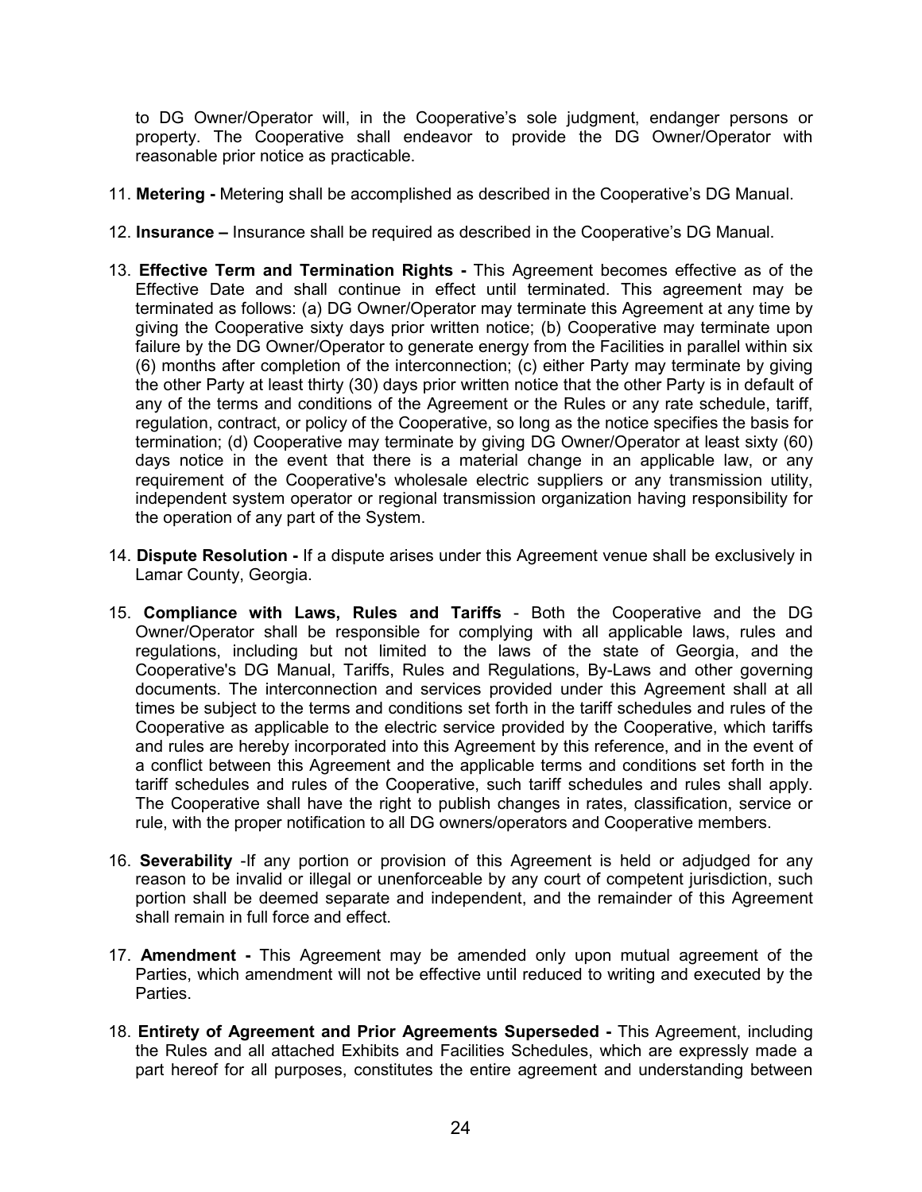to DG Owner/Operator will, in the Cooperative's sole judgment, endanger persons or property. The Cooperative shall endeavor to provide the DG Owner/Operator with reasonable prior notice as practicable.

11. **Metering -** Metering shall be accomplished as described in the Cooperative's DG Manual.

12. **Insurance –** Insurance shall be required as described in the Cooperative's DG Manual.

13. **Effective Term and Termination Rights -** This Agreement becomes effective as of the Effective Date and shall continue in effect until terminated. This agreement may be terminated as follows: (a) DG Owner/Operator may terminate this Agreement at any time by giving the Cooperative sixty days prior written notice; (b) Cooperative may terminate upon failure by the DG Owner/Operator to generate energy from the Facilities in parallel within six (6) months after completion of the interconnection; (c) either Party may terminate by giving the other Party at least thirty (30) days prior written notice that the other Party is in default of any of the terms and conditions of the Agreement or the Rules or any rate schedule, tariff, regulation, contract, or policy of the Cooperative, so long as the notice specifies the basis for termination; (d) Cooperative may terminate by giving DG Owner/Operator at least sixty (60) days notice in the event that there is a material change in an applicable law, or any requirement of the Cooperative's wholesale electric suppliers or any transmission utility, independent system operator or regional transmission organization having responsibility for the operation of any part of the System.

14. **Dispute Resolution -** If a dispute arises under this Agreement venue shall be exclusively in Lamar County, Georgia.

15. **Compliance with Laws, Rules and Tariffs** - Both the Cooperative and the DG Owner/Operator shall be responsible for complying with all applicable laws, rules and regulations, including but not limited to the laws of the state of Georgia, and the Cooperative's DG Manual, Tariffs, Rules and Regulations, By-Laws and other governing documents. The interconnection and services provided under this Agreement shall at all times be subject to the terms and conditions set forth in the tariff schedules and rules of the Cooperative as applicable to the electric service provided by the Cooperative, which tariffs and rules are hereby incorporated into this Agreement by this reference, and in the event of a conflict between this Agreement and the applicable terms and conditions set forth in the tariff schedules and rules of the Cooperative, such tariff schedules and rules shall apply. The Cooperative shall have the right to publish changes in rates, classification, service or rule, with the proper notification to all DG owners/operators and Cooperative members.

16. **Severability** -If any portion or provision of this Agreement is held or adjudged for any reason to be invalid or illegal or unenforceable by any court of competent jurisdiction, such portion shall be deemed separate and independent, and the remainder of this Agreement shall remain in full force and effect.

17. **Amendment -** This Agreement may be amended only upon mutual agreement of the Parties, which amendment will not be effective until reduced to writing and executed by the Parties.

18. **Entirety of Agreement and Prior Agreements Superseded -** This Agreement, including the Rules and all attached Exhibits and Facilities Schedules, which are expressly made a part hereof for all purposes, constitutes the entire agreement and understanding between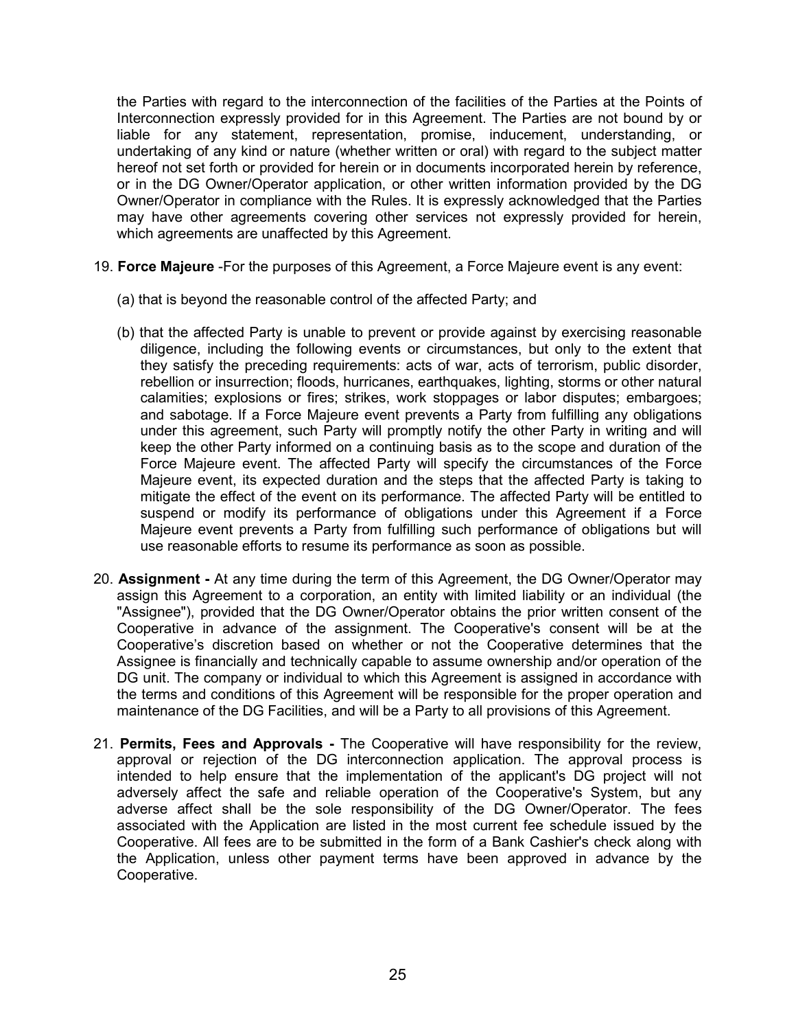the Parties with regard to the interconnection of the facilities of the Parties at the Points of Interconnection expressly provided for in this Agreement. The Parties are not bound by or liable for any statement, representation, promise, inducement, understanding, or undertaking of any kind or nature (whether written or oral) with regard to the subject matter hereof not set forth or provided for herein or in documents incorporated herein by reference, or in the DG Owner/Operator application, or other written information provided by the DG Owner/Operator in compliance with the Rules. It is expressly acknowledged that the Parties may have other agreements covering other services not expressly provided for herein, which agreements are unaffected by this Agreement.

19. **Force Majeure** -For the purposes of this Agreement, a Force Majeure event is any event:

    (a) that is beyond the reasonable control of the affected Party; and

    (b) that the affected Party is unable to prevent or provide against by exercising reasonable diligence, including the following events or circumstances, but only to the extent that they satisfy the preceding requirements: acts of war, acts of terrorism, public disorder, rebellion or insurrection; floods, hurricanes, earthquakes, lighting, storms or other natural calamities; explosions or fires; strikes, work stoppages or labor disputes; embargoes; and sabotage. If a Force Majeure event prevents a Party from fulfilling any obligations under this agreement, such Party will promptly notify the other Party in writing and will keep the other Party informed on a continuing basis as to the scope and duration of the Force Majeure event. The affected Party will specify the circumstances of the Force Majeure event, its expected duration and the steps that the affected Party is taking to mitigate the effect of the event on its performance. The affected Party will be entitled to suspend or modify its performance of obligations under this Agreement if a Force Majeure event prevents a Party from fulfilling such performance of obligations but will use reasonable efforts to resume its performance as soon as possible.

20. **Assignment -** At any time during the term of this Agreement, the DG Owner/Operator may assign this Agreement to a corporation, an entity with limited liability or an individual (the "Assignee"), provided that the DG Owner/Operator obtains the prior written consent of the Cooperative in advance of the assignment. The Cooperative's consent will be at the Cooperative's discretion based on whether or not the Cooperative determines that the Assignee is financially and technically capable to assume ownership and/or operation of the DG unit. The company or individual to which this Agreement is assigned in accordance with the terms and conditions of this Agreement will be responsible for the proper operation and maintenance of the DG Facilities, and will be a Party to all provisions of this Agreement.

21. **Permits, Fees and Approvals -** The Cooperative will have responsibility for the review, approval or rejection of the DG interconnection application. The approval process is intended to help ensure that the implementation of the applicant's DG project will not adversely affect the safe and reliable operation of the Cooperative's System, but any adverse affect shall be the sole responsibility of the DG Owner/Operator. The fees associated with the Application are listed in the most current fee schedule issued by the Cooperative. All fees are to be submitted in the form of a Bank Cashier's check along with the Application, unless other payment terms have been approved in advance by the Cooperative.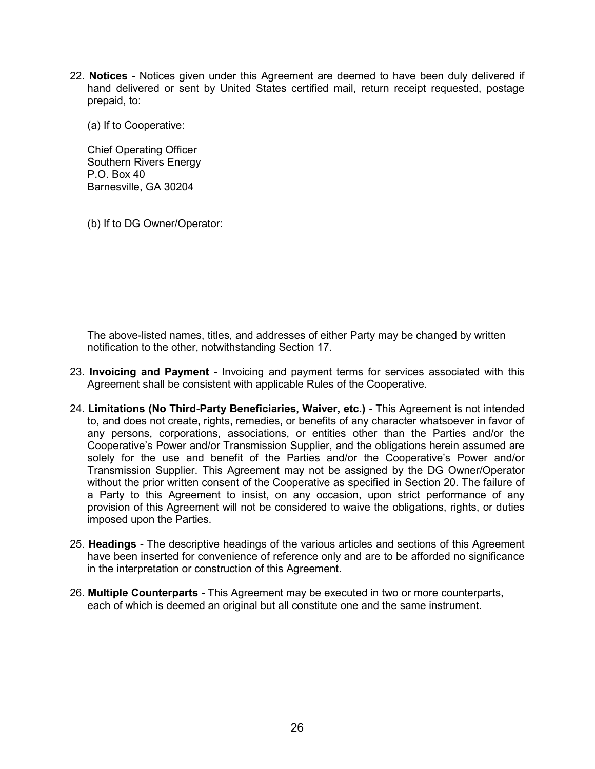22. **Notices -** Notices given under this Agreement are deemed to have been duly delivered if hand delivered or sent by United States certified mail, return receipt requested, postage prepaid, to:

    (a) If to Cooperative:

    Chief Operating Officer
    Southern Rivers Energy
    P.O. Box 40
    Barnesville, GA 30204

    (b) If to DG Owner/Operator:

    The above-listed names, titles, and addresses of either Party may be changed by written notification to the other, notwithstanding Section 17.

23. **Invoicing and Payment -** Invoicing and payment terms for services associated with this Agreement shall be consistent with applicable Rules of the Cooperative.

24. **Limitations (No Third-Party Beneficiaries, Waiver, etc.) -** This Agreement is not intended to, and does not create, rights, remedies, or benefits of any character whatsoever in favor of any persons, corporations, associations, or entities other than the Parties and/or the Cooperative's Power and/or Transmission Supplier, and the obligations herein assumed are solely for the use and benefit of the Parties and/or the Cooperative's Power and/or Transmission Supplier. This Agreement may not be assigned by the DG Owner/Operator without the prior written consent of the Cooperative as specified in Section 20. The failure of a Party to this Agreement to insist, on any occasion, upon strict performance of any provision of this Agreement will not be considered to waive the obligations, rights, or duties imposed upon the Parties.

25. **Headings -** The descriptive headings of the various articles and sections of this Agreement have been inserted for convenience of reference only and are to be afforded no significance in the interpretation or construction of this Agreement.

26. **Multiple Counterparts -** This Agreement may be executed in two or more counterparts, each of which is deemed an original but all constitute one and the same instrument.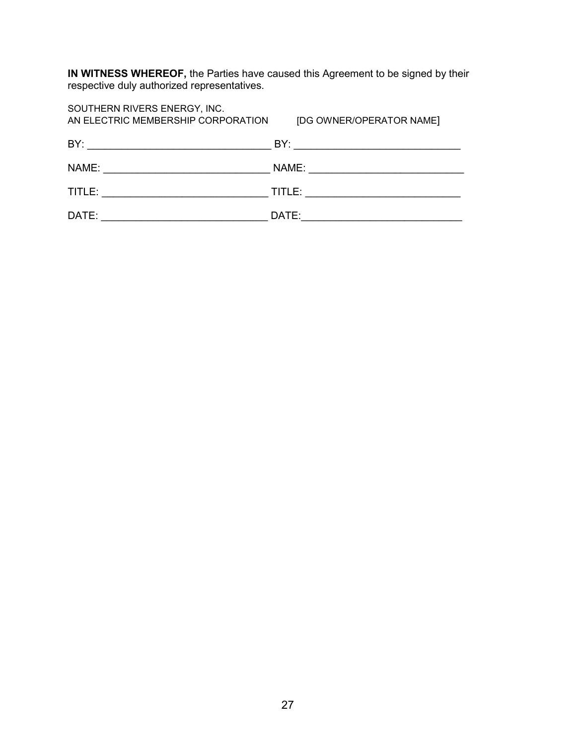**IN WITNESS WHEREOF,** the Parties have caused this Agreement to be signed by their respective duly authorized representatives.

| SOUTHERN RIVERS ENERGY, INC.<br>AN ELECTRIC MEMBERSHIP CORPORATION | [DG OWNER/OPERATOR NAME] |
|---|---|
| BY: _______________________________ | BY: ____________________________ |
| NAME: ___________________________ | NAME: _________________________ |
| TITLE: ___________________________ | TITLE: _________________________ |
| DATE: ____________________________ | DATE:__________________________ |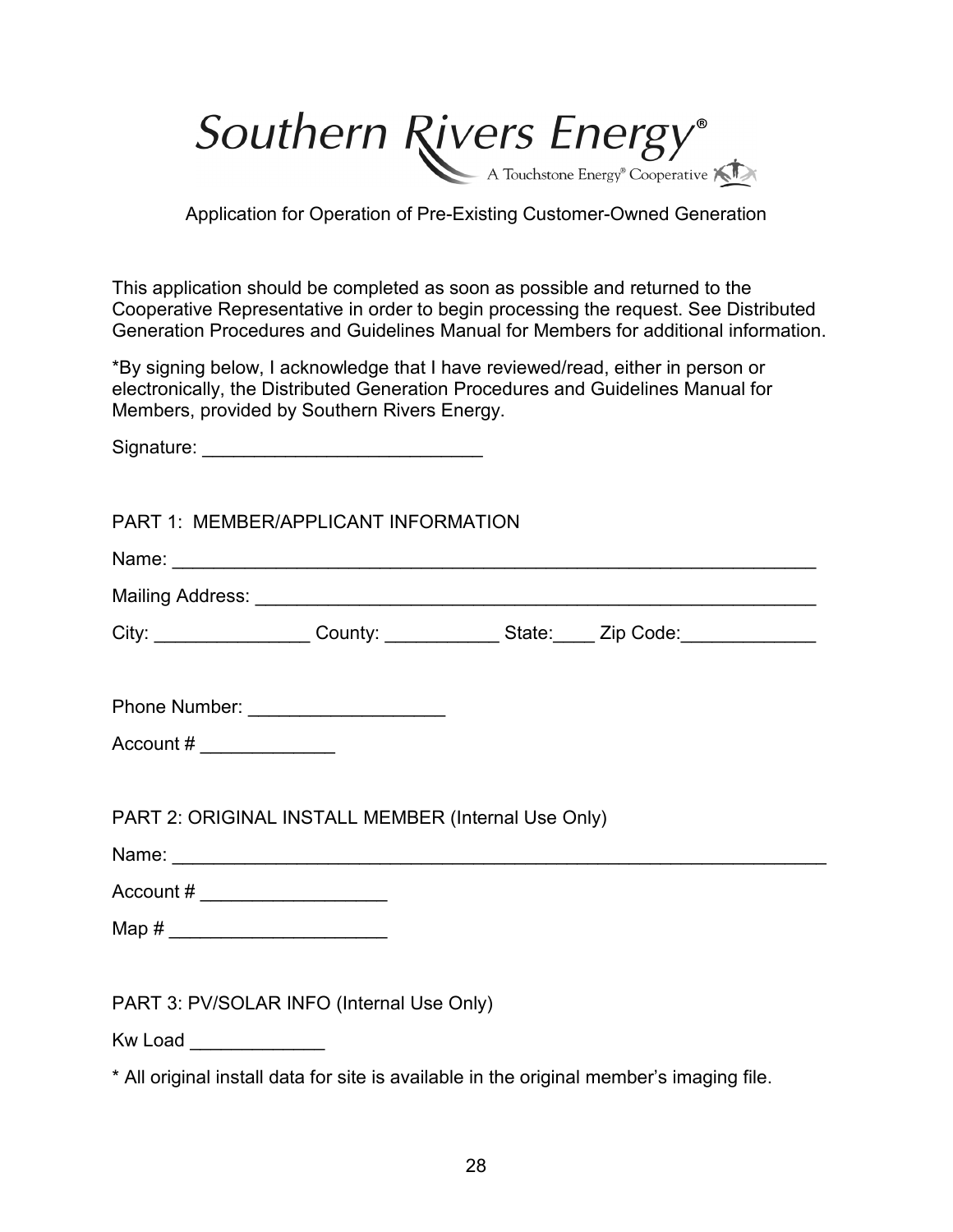# Southern Rivers Energy®

A Touchstone Energy® Cooperative

## Application for Operation of Pre-Existing Customer-Owned Generation

This application should be completed as soon as possible and returned to the Cooperative Representative in order to begin processing the request. See Distributed Generation Procedures and Guidelines Manual for Members for additional information.

*By signing below, I acknowledge that I have reviewed/read, either in person or electronically, the Distributed Generation Procedures and Guidelines Manual for Members, provided by Southern Rivers Energy.

Signature: ___________________________

### PART 1: MEMBER/APPLICANT INFORMATION

Name: ______________________________________________________________

Mailing Address: _____________________________________________________

City: _______________ County: ___________ State:____ Zip Code:_____________

Phone Number: ___________________

Account # _____________

### PART 2: ORIGINAL INSTALL MEMBER (Internal Use Only)

Name: _______________________________________________________________

Account # __________________

Map # _____________________

### PART 3: PV/SOLAR INFO (Internal Use Only)

Kw Load _____________

* All original install data for site is available in the original member's imaging file.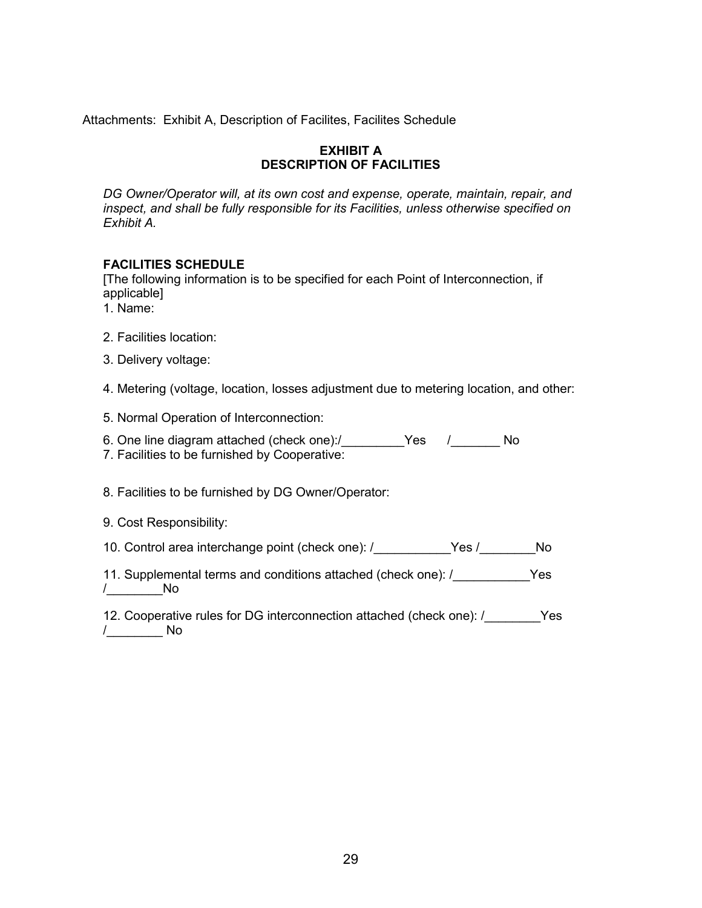Attachments: Exhibit A, Description of Facilites, Facilites Schedule

**EXHIBIT A**
**DESCRIPTION OF FACILITIES**

*DG Owner/Operator will, at its own cost and expense, operate, maintain, repair, and inspect, and shall be fully responsible for its Facilities, unless otherwise specified on Exhibit A.*

**FACILITIES SCHEDULE**

[The following information is to be specified for each Point of Interconnection, if applicable]

1. Name:

2. Facilities location:

3. Delivery voltage:

4. Metering (voltage, location, losses adjustment due to metering location, and other:

5. Normal Operation of Interconnection:

6. One line diagram attached (check one):/_________Yes /_______ No

7. Facilities to be furnished by Cooperative:

8. Facilities to be furnished by DG Owner/Operator:

9. Cost Responsibility:

10. Control area interchange point (check one): /___________Yes /________No

11. Supplemental terms and conditions attached (check one): /___________Yes /________No

12. Cooperative rules for DG interconnection attached (check one): /________Yes /________ No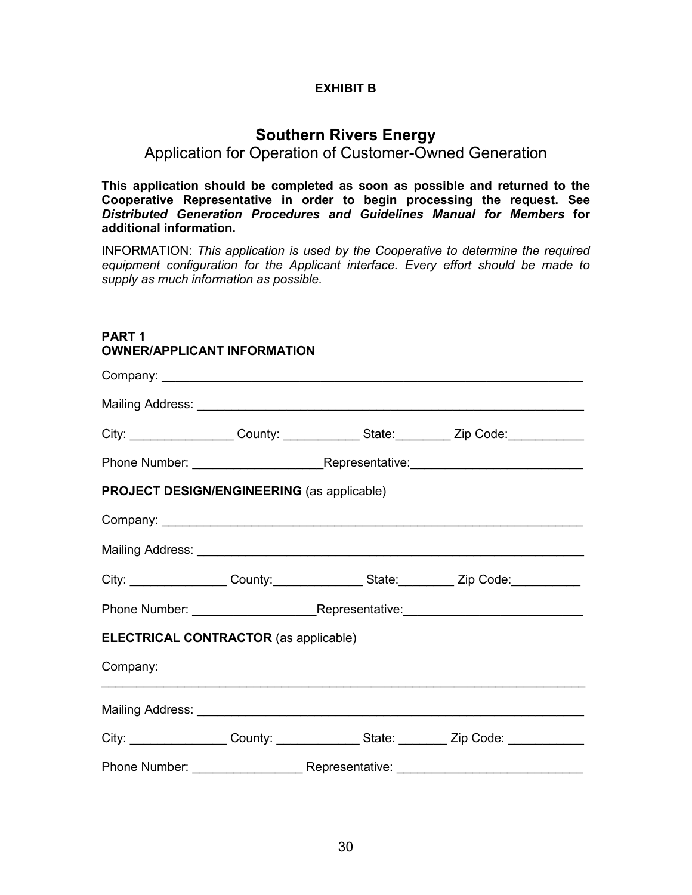**EXHIBIT B**

# Southern Rivers Energy

## Application for Operation of Customer-Owned Generation

**This application should be completed as soon as possible and returned to the Cooperative Representative in order to begin processing the request. See *Distributed Generation Procedures and Guidelines Manual for Members* for additional information.**

INFORMATION: *This application is used by the Cooperative to determine the required equipment configuration for the Applicant interface. Every effort should be made to supply as much information as possible.*

**PART 1**
**OWNER/APPLICANT INFORMATION**

Company: ______________________________________________________________

Mailing Address: _________________________________________________________

City: _______________ County: ___________ State:________ Zip Code:___________

Phone Number: ___________________Representative:________________________

**PROJECT DESIGN/ENGINEERING** (as applicable)

Company: ______________________________________________________________

Mailing Address: _________________________________________________________

City: ______________ County:_____________ State:________ Zip Code:__________

Phone Number: _________________Representative:_________________________

**ELECTRICAL CONTRACTOR** (as applicable)

Company:
_____________________________________________________________________

Mailing Address: _________________________________________________________

City: ______________ County: ____________ State: _______ Zip Code: ___________

Phone Number: ________________ Representative: __________________________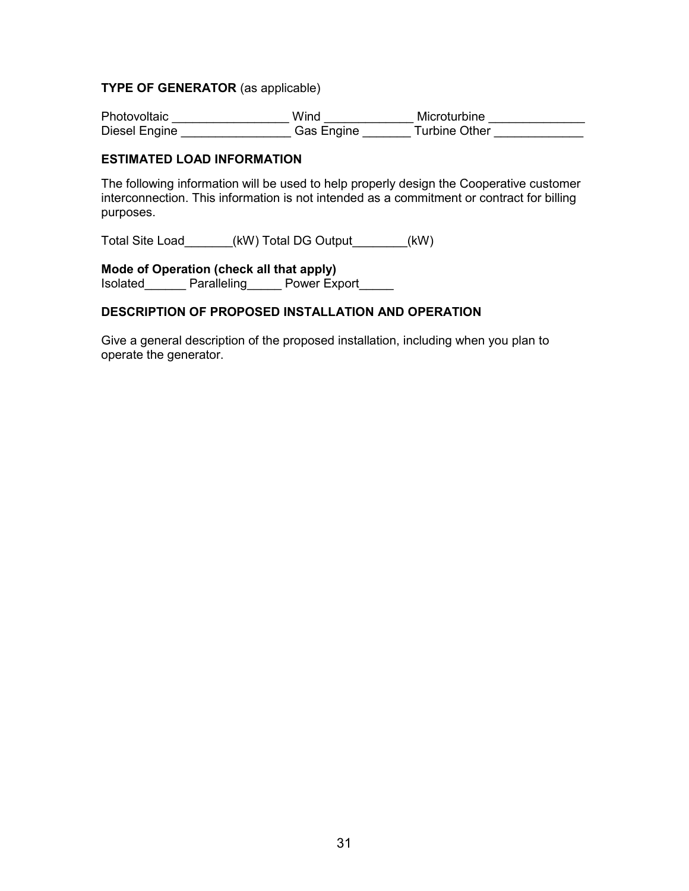**TYPE OF GENERATOR** (as applicable)

Photovoltaic ________________ Wind ____________ Microturbine _____________
Diesel Engine _______________ Gas Engine _______ Turbine Other ____________

**ESTIMATED LOAD INFORMATION**

The following information will be used to help properly design the Cooperative customer interconnection. This information is not intended as a commitment or contract for billing purposes.

Total Site Load_______(kW) Total DG Output________(kW)

**Mode of Operation (check all that apply)**
Isolated______ Paralleling_____ Power Export_____

**DESCRIPTION OF PROPOSED INSTALLATION AND OPERATION**

Give a general description of the proposed installation, including when you plan to operate the generator.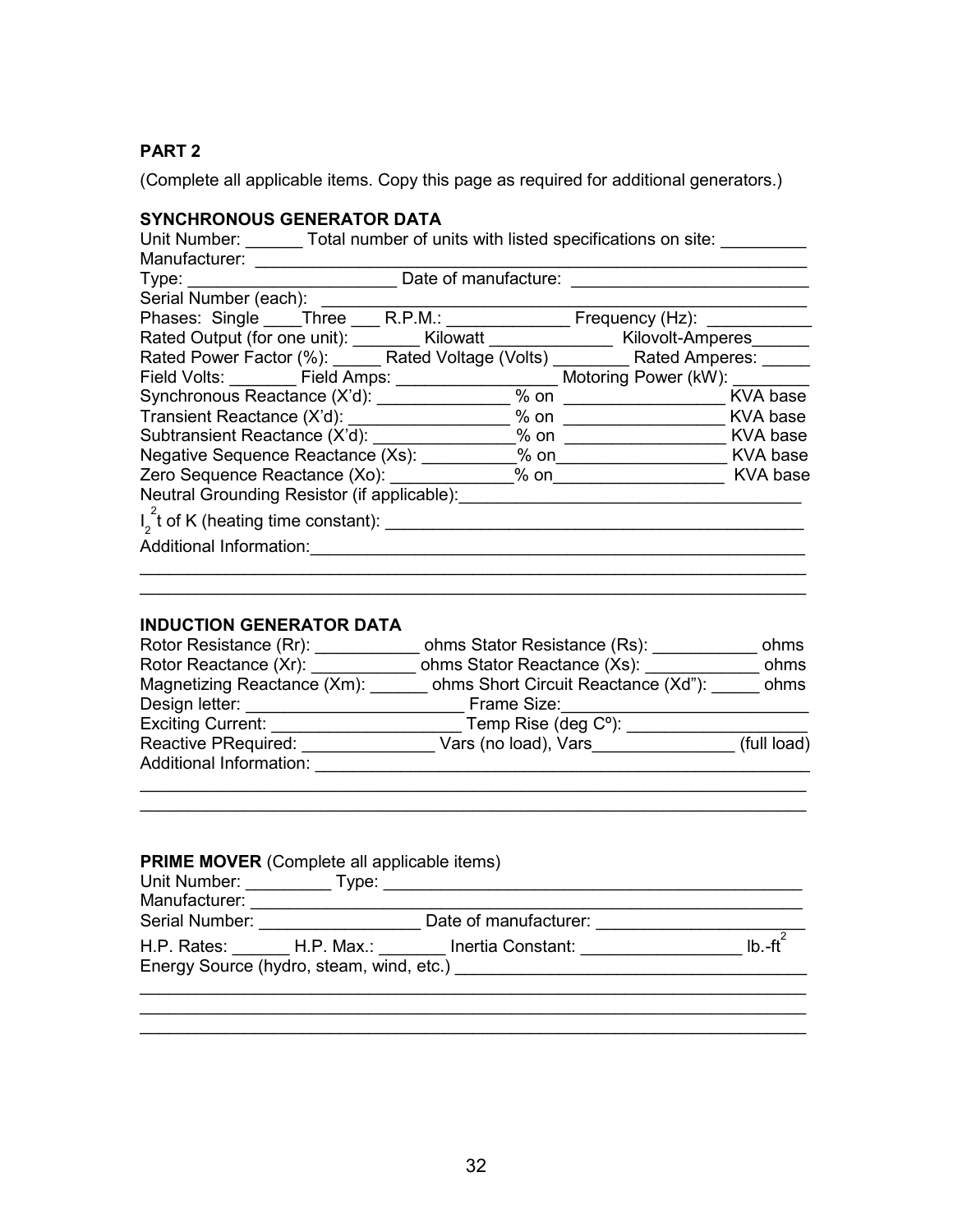**PART 2**

(Complete all applicable items. Copy this page as required for additional generators.)

**SYNCHRONOUS GENERATOR DATA**

Unit Number: ______ Total number of units with listed specifications on site: _________
Manufacturer: ____________________________________________________________
Type: ______________________ Date of manufacture: _________________________
Serial Number (each): ______________________________________________________
Phases: Single ____Three ___ R.P.M.: _____________ Frequency (Hz): ___________
Rated Output (for one unit): _______ Kilowatt _____________ Kilovolt-Amperes______
Rated Power Factor (%): _____ Rated Voltage (Volts) ________ Rated Amperes: _____
Field Volts: _______ Field Amps: ________________ Motoring Power (kW): ________
Synchronous Reactance (X'd): ______________ % on ________________ KVA base
Transient Reactance (X'd): ________________ % on ________________ KVA base
Subtransient Reactance (X'd): _______________% on ________________ KVA base
Negative Sequence Reactance (Xs): __________% on_________________ KVA base
Zero Sequence Reactance (Xo): _____________% on_________________ KVA base
Neutral Grounding Resistor (if applicable):___________________________________
$I_2^2t$ of K (heating time constant): ___________________________________________
Additional Information:_____________________________________________________
____________________________________________________________________
____________________________________________________________________

**INDUCTION GENERATOR DATA**

Rotor Resistance (Rr): ___________ ohms Stator Resistance (Rs): ___________ ohms
Rotor Reactance (Xr): ___________ ohms Stator Reactance (Xs): ____________ ohms
Magnetizing Reactance (Xm): ______ ohms Short Circuit Reactance (Xd"): _____ ohms
Design letter: ______________________ Frame Size:________________________
Exciting Current: ___________________ Temp Rise (deg Cº): __________________
Reactive PRequired: ______________ Vars (no load), Vars_______________ (full load)
Additional Information: _____________________________________________________
____________________________________________________________________
____________________________________________________________________

**PRIME MOVER** (Complete all applicable items)

Unit Number: _________ Type: ____________________________________________
Manufacturer: ________________________________________________________
Serial Number: ________________ Date of manufacturer: ______________________
H.P. Rates: ______ H.P. Max.: _______ Inertia Constant: ________________ lb.-ft$^2$
Energy Source (hydro, steam, wind, etc.) ___________________________________
____________________________________________________________________
____________________________________________________________________
____________________________________________________________________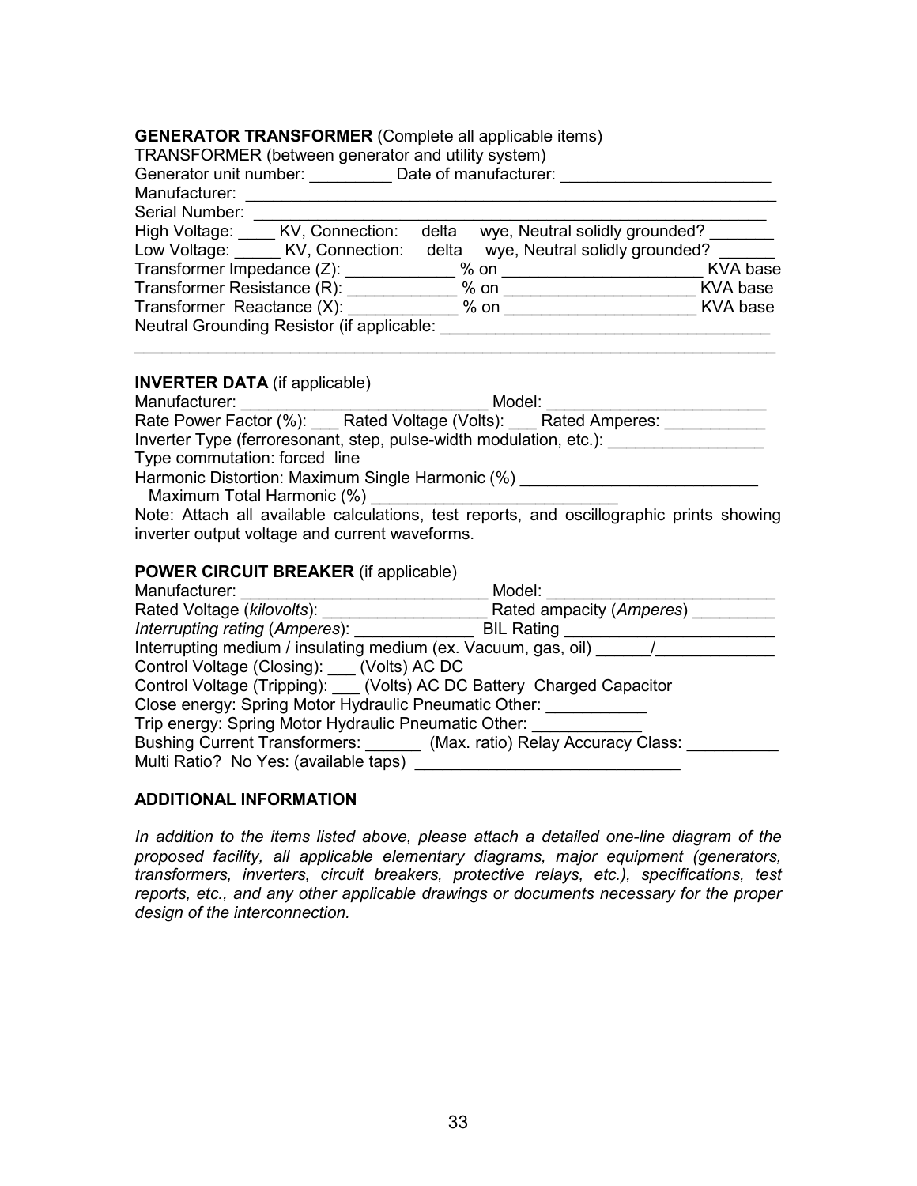**GENERATOR TRANSFORMER** (Complete all applicable items)

TRANSFORMER (between generator and utility system)

Generator unit number: _________ Date of manufacturer: _______________________

Manufacturer: ____________________________________________________________

Serial Number: ___________________________________________________________

High Voltage: ____ KV, Connection: delta wye, Neutral solidly grounded? _______

Low Voltage: _____ KV, Connection: delta wye, Neutral solidly grounded? ______

Transformer Impedance (Z): ____________ % on ______________________ KVA base

Transformer Resistance (R): ____________ % on _____________________ KVA base

Transformer Reactance (X): ____________ % on _____________________ KVA base

Neutral Grounding Resistor (if applicable: ____________________________________

______________________________________________________________________

**INVERTER DATA** (if applicable)

Manufacturer: ____________________________ Model: ________________________

Rate Power Factor (%): ___ Rated Voltage (Volts): ___ Rated Amperes: ___________

Inverter Type (ferroresonant, step, pulse-width modulation, etc.): _________________

Type commutation: forced line

Harmonic Distortion: Maximum Single Harmonic (%) __________________________

Maximum Total Harmonic (%) ___________________________

Note: Attach all available calculations, test reports, and oscillographic prints showing inverter output voltage and current waveforms.

**POWER CIRCUIT BREAKER** (if applicable)

Manufacturer: ____________________________ Model: _________________________

Rated Voltage (*kilovolts*): __________________ Rated ampacity (*Amperes*) _________

*Interrupting rating* (*Amperes*): _____________ BIL Rating _______________________

Interrupting medium / insulating medium (ex. Vacuum, gas, oil) ______/_____________

Control Voltage (Closing): ___ (Volts) AC DC

Control Voltage (Tripping): ___ (Volts) AC DC Battery Charged Capacitor

Close energy: Spring Motor Hydraulic Pneumatic Other: ___________

Trip energy: Spring Motor Hydraulic Pneumatic Other: ____________

Bushing Current Transformers: ______ (Max. ratio) Relay Accuracy Class: __________

Multi Ratio? No Yes: (available taps) _____________________________

**ADDITIONAL INFORMATION**

*In addition to the items listed above, please attach a detailed one-line diagram of the proposed facility, all applicable elementary diagrams, major equipment (generators, transformers, inverters, circuit breakers, protective relays, etc.), specifications, test reports, etc., and any other applicable drawings or documents necessary for the proper design of the interconnection.*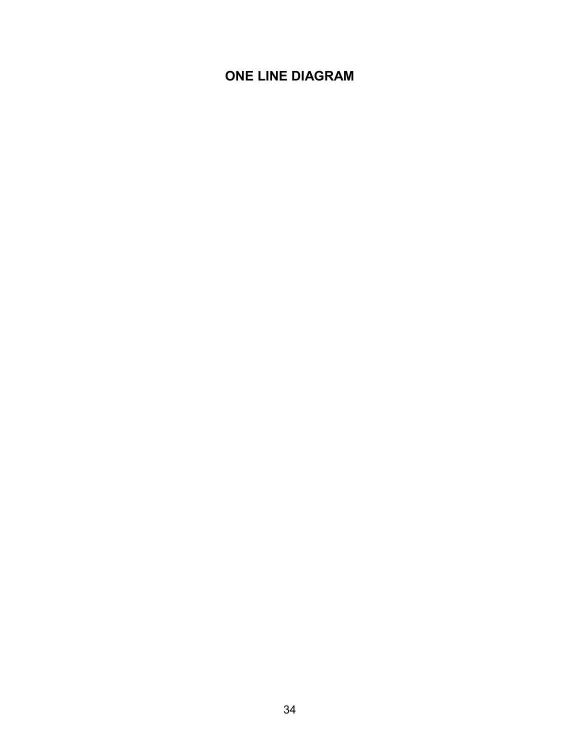# ONE LINE DIAGRAM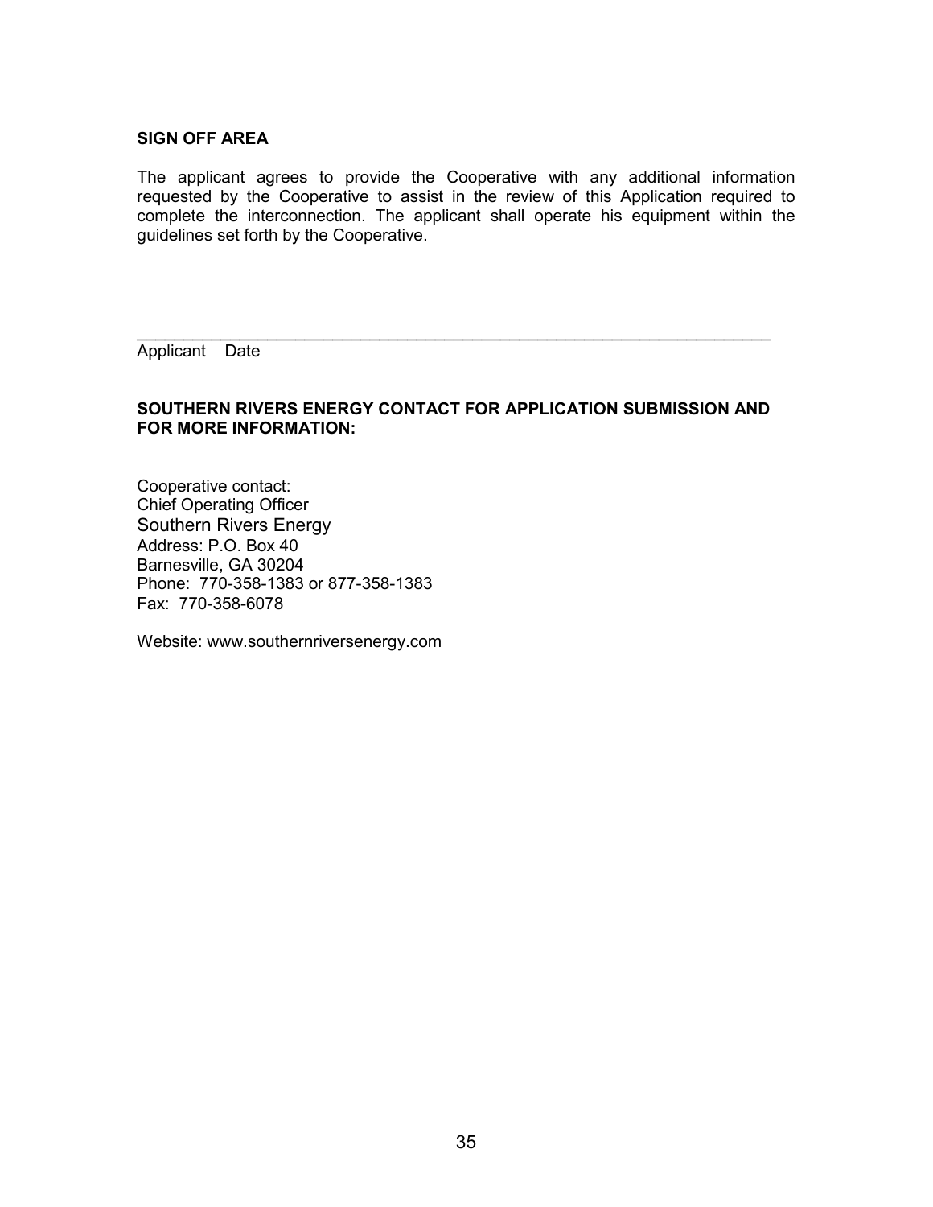**SIGN OFF AREA**

The applicant agrees to provide the Cooperative with any additional information requested by the Cooperative to assist in the review of this Application required to complete the interconnection. The applicant shall operate his equipment within the guidelines set forth by the Cooperative.

\_\_\_\_\_\_\_\_\_\_\_\_\_\_\_\_\_\_\_\_\_\_\_\_\_\_\_\_\_\_\_\_\_\_\_\_\_\_\_\_\_\_\_\_\_\_\_\_\_\_\_\_\_\_\_\_\_\_\_\_\_\_\_\_

Applicant Date

**SOUTHERN RIVERS ENERGY CONTACT FOR APPLICATION SUBMISSION AND FOR MORE INFORMATION:**

Cooperative contact:
Chief Operating Officer
Southern Rivers Energy
Address: P.O. Box 40
Barnesville, GA 30204
Phone: 770-358-1383 or 877-358-1383
Fax: 770-358-6078

Website: www.southernriversenergy.com